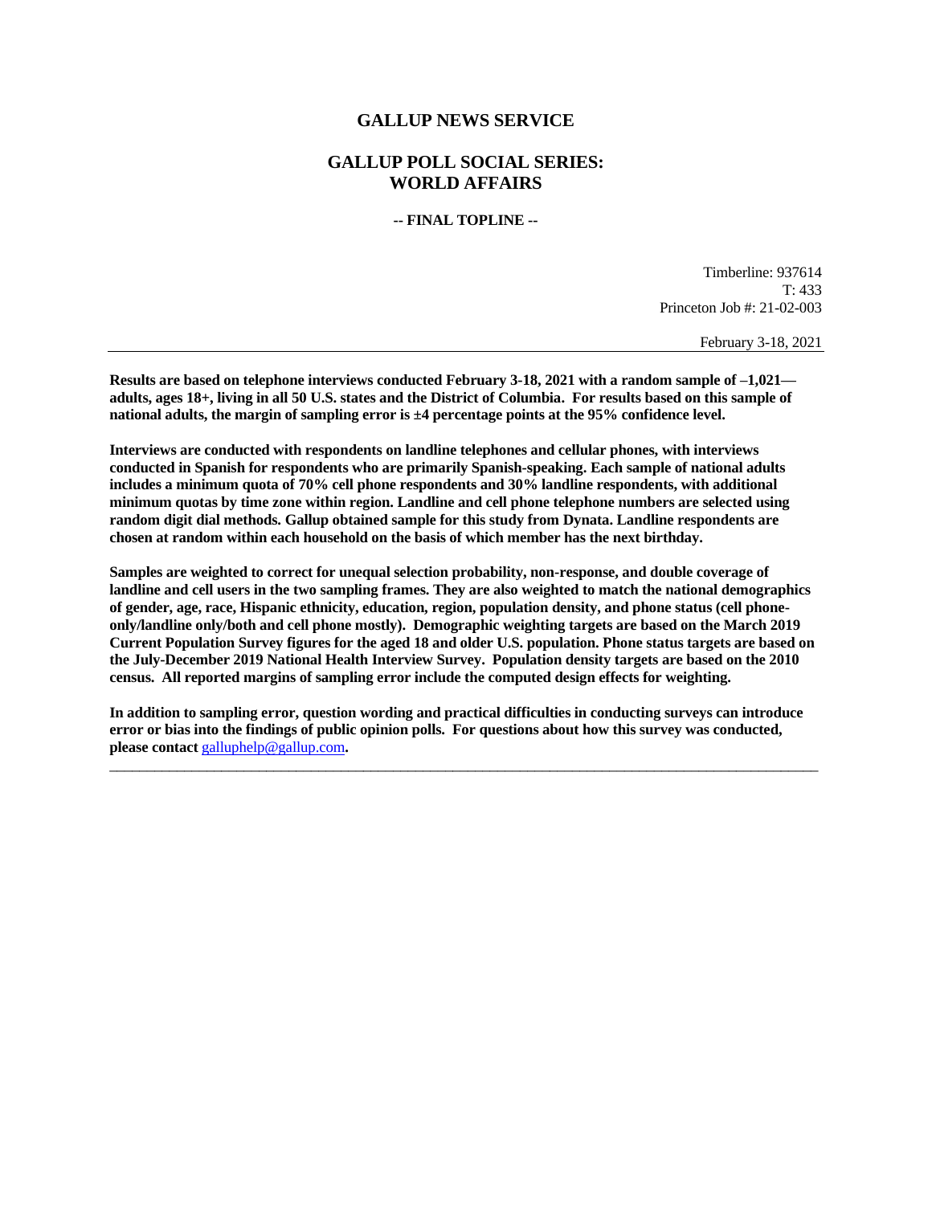# GALLUP NEWS SERVICE

## GALLUP POLL SOCIAL SERIES: WORLD AFFAIRS

**-- FINAL TOPLINE --**

Timberline: 937614
T: 433
Princeton Job #: 21-02-003

February 3-18, 2021

---

**Results are based on telephone interviews conducted February 3-18, 2021 with a random sample of –1,021—adults, ages 18+, living in all 50 U.S. states and the District of Columbia. For results based on this sample of national adults, the margin of sampling error is ±4 percentage points at the 95% confidence level.**

**Interviews are conducted with respondents on landline telephones and cellular phones, with interviews conducted in Spanish for respondents who are primarily Spanish-speaking. Each sample of national adults includes a minimum quota of 70% cell phone respondents and 30% landline respondents, with additional minimum quotas by time zone within region. Landline and cell phone telephone numbers are selected using random digit dial methods. Gallup obtained sample for this study from Dynata. Landline respondents are chosen at random within each household on the basis of which member has the next birthday.**

**Samples are weighted to correct for unequal selection probability, non-response, and double coverage of landline and cell users in the two sampling frames. They are also weighted to match the national demographics of gender, age, race, Hispanic ethnicity, education, region, population density, and phone status (cell phone-only/landline only/both and cell phone mostly). Demographic weighting targets are based on the March 2019 Current Population Survey figures for the aged 18 and older U.S. population. Phone status targets are based on the July-December 2019 National Health Interview Survey. Population density targets are based on the 2010 census. All reported margins of sampling error include the computed design effects for weighting.**

**In addition to sampling error, question wording and practical difficulties in conducting surveys can introduce error or bias into the findings of public opinion polls. For questions about how this survey was conducted, please contact** galluphelp@gallup.com**.**

---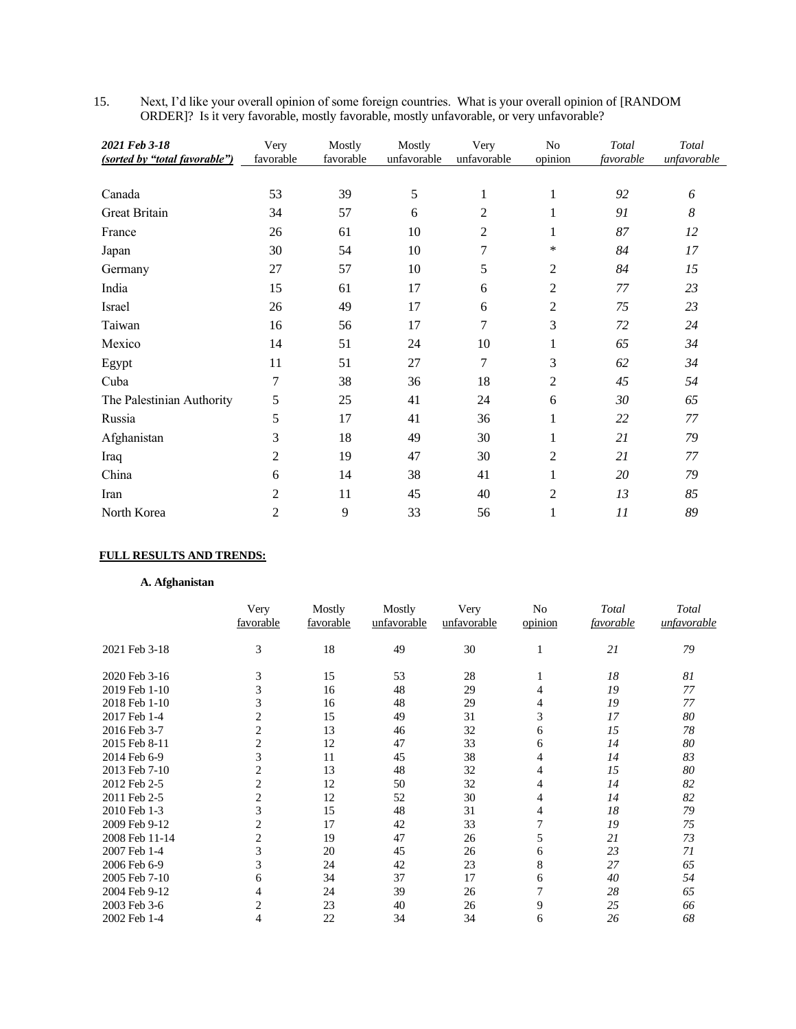15. Next, I'd like your overall opinion of some foreign countries. What is your overall opinion of [RANDOM ORDER]? Is it very favorable, mostly favorable, mostly unfavorable, or very unfavorable?

| ***2021 Feb 3-18*** ***(sorted by "total favorable")*** | Very favorable | Mostly favorable | Mostly unfavorable | Very unfavorable | No opinion | *Total favorable* | *Total unfavorable* |
|---|---|---|---|---|---|---|---|
| Canada | 53 | 39 | 5 | 1 | 1 | *92* | *6* |
| Great Britain | 34 | 57 | 6 | 2 | 1 | *91* | *8* |
| France | 26 | 61 | 10 | 2 | 1 | *87* | *12* |
| Japan | 30 | 54 | 10 | 7 | * | *84* | *17* |
| Germany | 27 | 57 | 10 | 5 | 2 | *84* | *15* |
| India | 15 | 61 | 17 | 6 | 2 | *77* | *23* |
| Israel | 26 | 49 | 17 | 6 | 2 | *75* | *23* |
| Taiwan | 16 | 56 | 17 | 7 | 3 | *72* | *24* |
| Mexico | 14 | 51 | 24 | 10 | 1 | *65* | *34* |
| Egypt | 11 | 51 | 27 | 7 | 3 | *62* | *34* |
| Cuba | 7 | 38 | 36 | 18 | 2 | *45* | *54* |
| The Palestinian Authority | 5 | 25 | 41 | 24 | 6 | *30* | *65* |
| Russia | 5 | 17 | 41 | 36 | 1 | *22* | *77* |
| Afghanistan | 3 | 18 | 49 | 30 | 1 | *21* | *79* |
| Iraq | 2 | 19 | 47 | 30 | 2 | *21* | *77* |
| China | 6 | 14 | 38 | 41 | 1 | *20* | *79* |
| Iran | 2 | 11 | 45 | 40 | 2 | *13* | *85* |
| North Korea | 2 | 9 | 33 | 56 | 1 | *11* | *89* |

**FULL RESULTS AND TRENDS:**

**A. Afghanistan**

| | Very favorable | Mostly favorable | Mostly unfavorable | Very unfavorable | No opinion | *Total favorable* | *Total unfavorable* |
|---|---|---|---|---|---|---|---|
| 2021 Feb 3-18 | 3 | 18 | 49 | 30 | 1 | *21* | *79* |
| 2020 Feb 3-16 | 3 | 15 | 53 | 28 | 1 | *18* | *81* |
| 2019 Feb 1-10 | 3 | 16 | 48 | 29 | 4 | *19* | *77* |
| 2018 Feb 1-10 | 3 | 16 | 48 | 29 | 4 | *19* | *77* |
| 2017 Feb 1-4 | 2 | 15 | 49 | 31 | 3 | *17* | *80* |
| 2016 Feb 3-7 | 2 | 13 | 46 | 32 | 6 | *15* | *78* |
| 2015 Feb 8-11 | 2 | 12 | 47 | 33 | 6 | *14* | *80* |
| 2014 Feb 6-9 | 3 | 11 | 45 | 38 | 4 | *14* | *83* |
| 2013 Feb 7-10 | 2 | 13 | 48 | 32 | 4 | *15* | *80* |
| 2012 Feb 2-5 | 2 | 12 | 50 | 32 | 4 | *14* | *82* |
| 2011 Feb 2-5 | 2 | 12 | 52 | 30 | 4 | *14* | *82* |
| 2010 Feb 1-3 | 3 | 15 | 48 | 31 | 4 | *18* | *79* |
| 2009 Feb 9-12 | 2 | 17 | 42 | 33 | 7 | *19* | *75* |
| 2008 Feb 11-14 | 2 | 19 | 47 | 26 | 5 | *21* | *73* |
| 2007 Feb 1-4 | 3 | 20 | 45 | 26 | 6 | *23* | *71* |
| 2006 Feb 6-9 | 3 | 24 | 42 | 23 | 8 | *27* | *65* |
| 2005 Feb 7-10 | 6 | 34 | 37 | 17 | 6 | *40* | *54* |
| 2004 Feb 9-12 | 4 | 24 | 39 | 26 | 7 | *28* | *65* |
| 2003 Feb 3-6 | 2 | 23 | 40 | 26 | 9 | *25* | *66* |
| 2002 Feb 1-4 | 4 | 22 | 34 | 34 | 6 | *26* | *68* |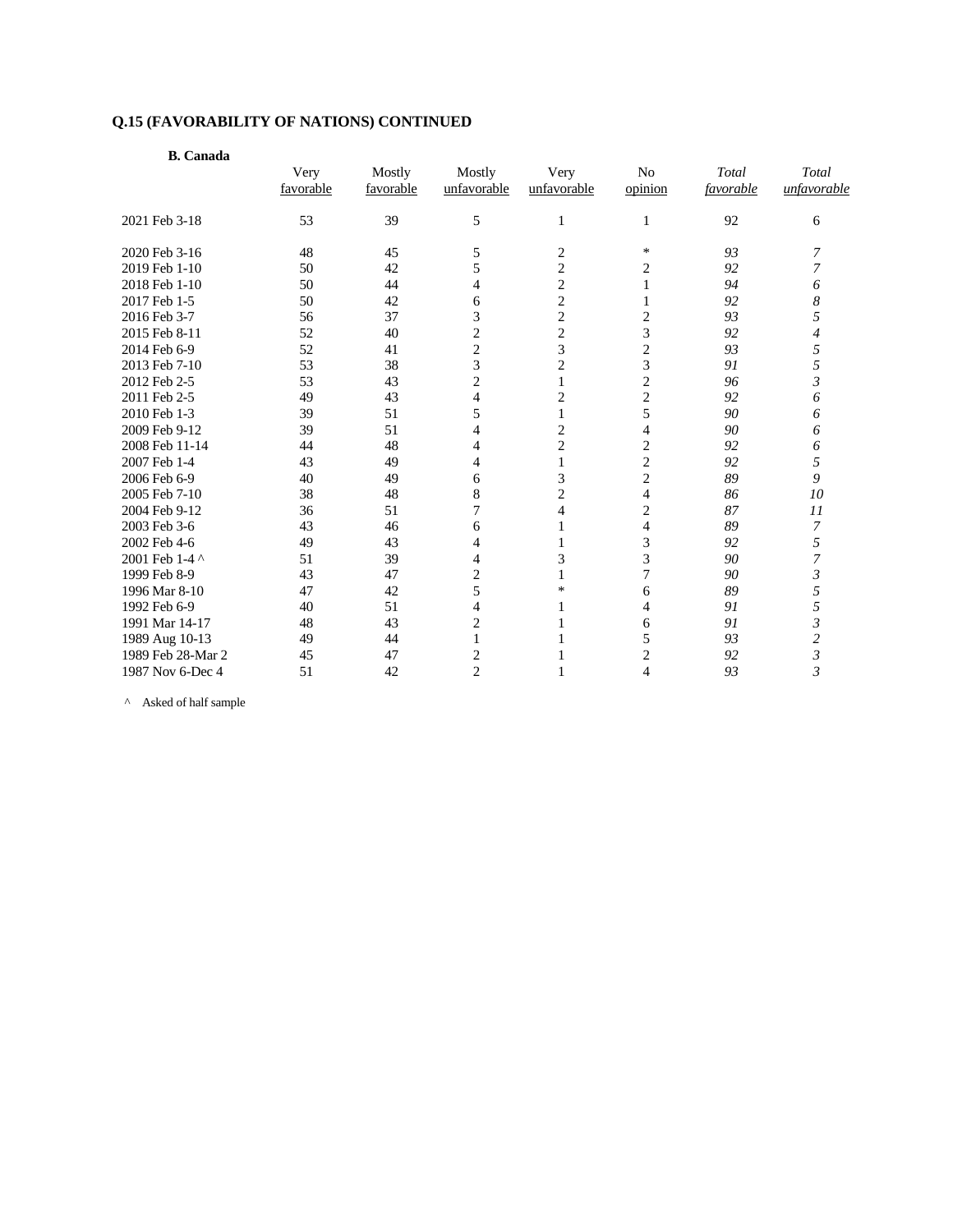## Q.15 (FAVORABILITY OF NATIONS) CONTINUED

**B. Canada**

| | Very favorable | Mostly favorable | Mostly unfavorable | Very unfavorable | No opinion | *Total favorable* | *Total unfavorable* |
|---|---|---|---|---|---|---|---|
| 2021 Feb 3-18 | 53 | 39 | 5 | 1 | 1 | 92 | 6 |
| 2020 Feb 3-16 | 48 | 45 | 5 | 2 | * | *93* | *7* |
| 2019 Feb 1-10 | 50 | 42 | 5 | 2 | 2 | *92* | *7* |
| 2018 Feb 1-10 | 50 | 44 | 4 | 2 | 1 | *94* | *6* |
| 2017 Feb 1-5 | 50 | 42 | 6 | 2 | 1 | *92* | *8* |
| 2016 Feb 3-7 | 56 | 37 | 3 | 2 | 2 | *93* | *5* |
| 2015 Feb 8-11 | 52 | 40 | 2 | 2 | 3 | *92* | *4* |
| 2014 Feb 6-9 | 52 | 41 | 2 | 3 | 2 | *93* | *5* |
| 2013 Feb 7-10 | 53 | 38 | 3 | 2 | 3 | *91* | *5* |
| 2012 Feb 2-5 | 53 | 43 | 2 | 1 | 2 | *96* | *3* |
| 2011 Feb 2-5 | 49 | 43 | 4 | 2 | 2 | *92* | *6* |
| 2010 Feb 1-3 | 39 | 51 | 5 | 1 | 5 | *90* | *6* |
| 2009 Feb 9-12 | 39 | 51 | 4 | 2 | 4 | *90* | *6* |
| 2008 Feb 11-14 | 44 | 48 | 4 | 2 | 2 | *92* | *6* |
| 2007 Feb 1-4 | 43 | 49 | 4 | 1 | 2 | *92* | *5* |
| 2006 Feb 6-9 | 40 | 49 | 6 | 3 | 2 | *89* | *9* |
| 2005 Feb 7-10 | 38 | 48 | 8 | 2 | 4 | *86* | *10* |
| 2004 Feb 9-12 | 36 | 51 | 7 | 4 | 2 | *87* | *11* |
| 2003 Feb 3-6 | 43 | 46 | 6 | 1 | 4 | *89* | *7* |
| 2002 Feb 4-6 | 49 | 43 | 4 | 1 | 3 | *92* | *5* |
| 2001 Feb 1-4 ^ | 51 | 39 | 4 | 3 | 3 | *90* | *7* |
| 1999 Feb 8-9 | 43 | 47 | 2 | 1 | 7 | *90* | *3* |
| 1996 Mar 8-10 | 47 | 42 | 5 | * | 6 | *89* | *5* |
| 1992 Feb 6-9 | 40 | 51 | 4 | 1 | 4 | *91* | *5* |
| 1991 Mar 14-17 | 48 | 43 | 2 | 1 | 6 | *91* | *3* |
| 1989 Aug 10-13 | 49 | 44 | 1 | 1 | 5 | *93* | *2* |
| 1989 Feb 28-Mar 2 | 45 | 47 | 2 | 1 | 2 | *92* | *3* |
| 1987 Nov 6-Dec 4 | 51 | 42 | 2 | 1 | 4 | *93* | *3* |

^ Asked of half sample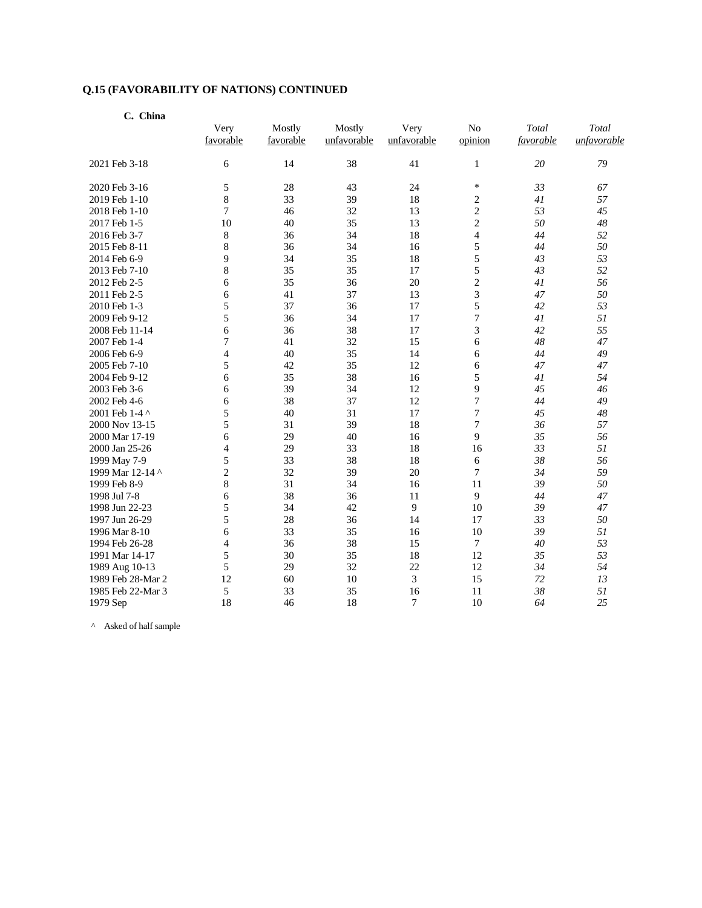## Q.15 (FAVORABILITY OF NATIONS) CONTINUED

**C. China**

| | Very favorable | Mostly favorable | Mostly unfavorable | Very unfavorable | No opinion | *Total favorable* | *Total unfavorable* |
|---|---|---|---|---|---|---|---|
| 2021 Feb 3-18 | 6 | 14 | 38 | 41 | 1 | *20* | *79* |
| 2020 Feb 3-16 | 5 | 28 | 43 | 24 | * | *33* | *67* |
| 2019 Feb 1-10 | 8 | 33 | 39 | 18 | 2 | *41* | *57* |
| 2018 Feb 1-10 | 7 | 46 | 32 | 13 | 2 | *53* | *45* |
| 2017 Feb 1-5 | 10 | 40 | 35 | 13 | 2 | *50* | *48* |
| 2016 Feb 3-7 | 8 | 36 | 34 | 18 | 4 | *44* | *52* |
| 2015 Feb 8-11 | 8 | 36 | 34 | 16 | 5 | *44* | *50* |
| 2014 Feb 6-9 | 9 | 34 | 35 | 18 | 5 | *43* | *53* |
| 2013 Feb 7-10 | 8 | 35 | 35 | 17 | 5 | *43* | *52* |
| 2012 Feb 2-5 | 6 | 35 | 36 | 20 | 2 | *41* | *56* |
| 2011 Feb 2-5 | 6 | 41 | 37 | 13 | 3 | *47* | *50* |
| 2010 Feb 1-3 | 5 | 37 | 36 | 17 | 5 | *42* | *53* |
| 2009 Feb 9-12 | 5 | 36 | 34 | 17 | 7 | *41* | *51* |
| 2008 Feb 11-14 | 6 | 36 | 38 | 17 | 3 | *42* | *55* |
| 2007 Feb 1-4 | 7 | 41 | 32 | 15 | 6 | *48* | *47* |
| 2006 Feb 6-9 | 4 | 40 | 35 | 14 | 6 | *44* | *49* |
| 2005 Feb 7-10 | 5 | 42 | 35 | 12 | 6 | *47* | *47* |
| 2004 Feb 9-12 | 6 | 35 | 38 | 16 | 5 | *41* | *54* |
| 2003 Feb 3-6 | 6 | 39 | 34 | 12 | 9 | *45* | *46* |
| 2002 Feb 4-6 | 6 | 38 | 37 | 12 | 7 | *44* | *49* |
| 2001 Feb 1-4 ^ | 5 | 40 | 31 | 17 | 7 | *45* | *48* |
| 2000 Nov 13-15 | 5 | 31 | 39 | 18 | 7 | *36* | *57* |
| 2000 Mar 17-19 | 6 | 29 | 40 | 16 | 9 | *35* | *56* |
| 2000 Jan 25-26 | 4 | 29 | 33 | 18 | 16 | *33* | *51* |
| 1999 May 7-9 | 5 | 33 | 38 | 18 | 6 | *38* | *56* |
| 1999 Mar 12-14 ^ | 2 | 32 | 39 | 20 | 7 | *34* | *59* |
| 1999 Feb 8-9 | 8 | 31 | 34 | 16 | 11 | *39* | *50* |
| 1998 Jul 7-8 | 6 | 38 | 36 | 11 | 9 | *44* | *47* |
| 1998 Jun 22-23 | 5 | 34 | 42 | 9 | 10 | *39* | *47* |
| 1997 Jun 26-29 | 5 | 28 | 36 | 14 | 17 | *33* | *50* |
| 1996 Mar 8-10 | 6 | 33 | 35 | 16 | 10 | *39* | *51* |
| 1994 Feb 26-28 | 4 | 36 | 38 | 15 | 7 | *40* | *53* |
| 1991 Mar 14-17 | 5 | 30 | 35 | 18 | 12 | *35* | *53* |
| 1989 Aug 10-13 | 5 | 29 | 32 | 22 | 12 | *34* | *54* |
| 1989 Feb 28-Mar 2 | 12 | 60 | 10 | 3 | 15 | *72* | *13* |
| 1985 Feb 22-Mar 3 | 5 | 33 | 35 | 16 | 11 | *38* | *51* |
| 1979 Sep | 18 | 46 | 18 | 7 | 10 | *64* | *25* |

^ Asked of half sample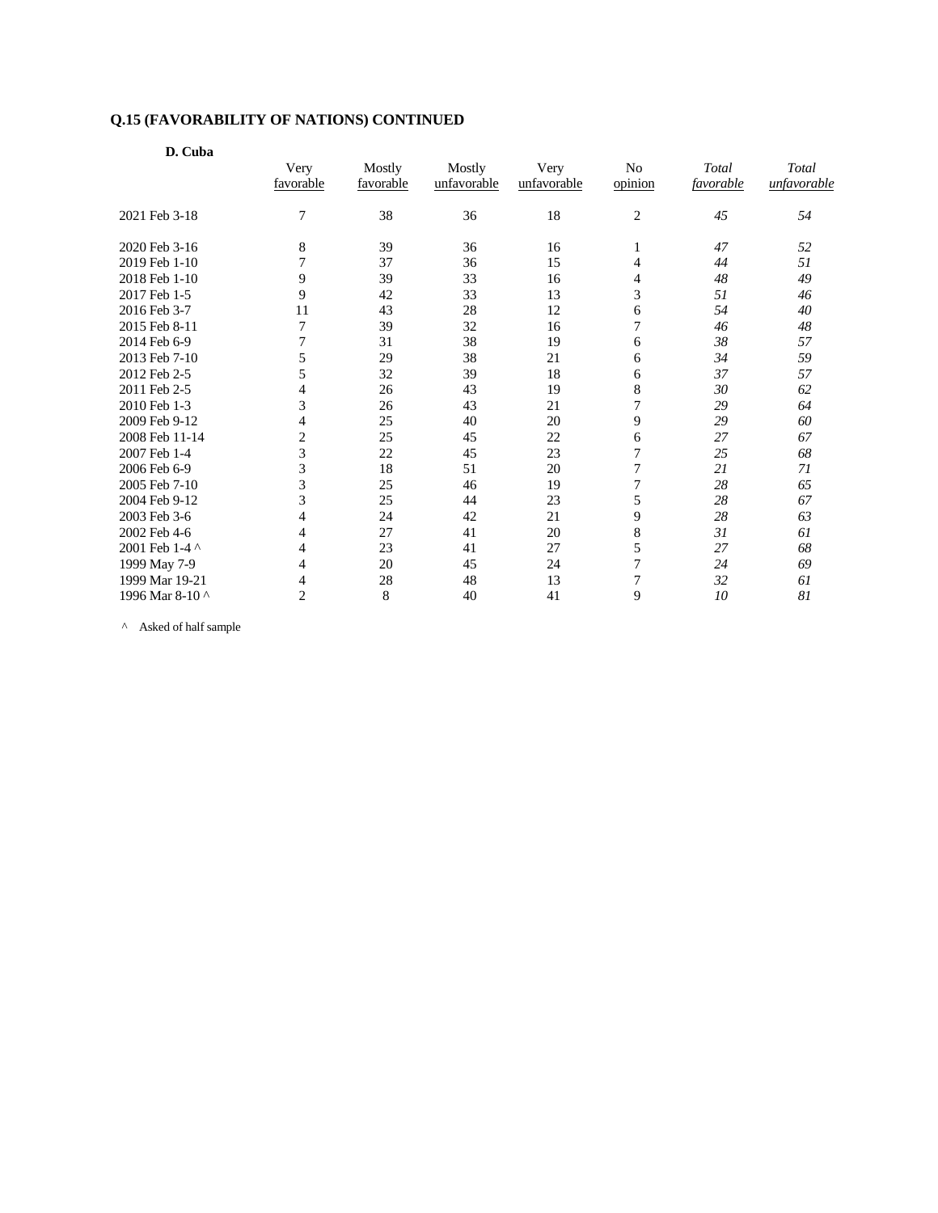### Q.15 (FAVORABILITY OF NATIONS) CONTINUED

**D. Cuba**

| | Very favorable | Mostly favorable | Mostly unfavorable | Very unfavorable | No opinion | *Total favorable* | *Total unfavorable* |
|---|---|---|---|---|---|---|---|
| 2021 Feb 3-18 | 7 | 38 | 36 | 18 | 2 | *45* | *54* |
| 2020 Feb 3-16 | 8 | 39 | 36 | 16 | 1 | *47* | *52* |
| 2019 Feb 1-10 | 7 | 37 | 36 | 15 | 4 | *44* | *51* |
| 2018 Feb 1-10 | 9 | 39 | 33 | 16 | 4 | *48* | *49* |
| 2017 Feb 1-5 | 9 | 42 | 33 | 13 | 3 | *51* | *46* |
| 2016 Feb 3-7 | 11 | 43 | 28 | 12 | 6 | *54* | *40* |
| 2015 Feb 8-11 | 7 | 39 | 32 | 16 | 7 | *46* | *48* |
| 2014 Feb 6-9 | 7 | 31 | 38 | 19 | 6 | *38* | *57* |
| 2013 Feb 7-10 | 5 | 29 | 38 | 21 | 6 | *34* | *59* |
| 2012 Feb 2-5 | 5 | 32 | 39 | 18 | 6 | *37* | *57* |
| 2011 Feb 2-5 | 4 | 26 | 43 | 19 | 8 | *30* | *62* |
| 2010 Feb 1-3 | 3 | 26 | 43 | 21 | 7 | *29* | *64* |
| 2009 Feb 9-12 | 4 | 25 | 40 | 20 | 9 | *29* | *60* |
| 2008 Feb 11-14 | 2 | 25 | 45 | 22 | 6 | *27* | *67* |
| 2007 Feb 1-4 | 3 | 22 | 45 | 23 | 7 | *25* | *68* |
| 2006 Feb 6-9 | 3 | 18 | 51 | 20 | 7 | *21* | *71* |
| 2005 Feb 7-10 | 3 | 25 | 46 | 19 | 7 | *28* | *65* |
| 2004 Feb 9-12 | 3 | 25 | 44 | 23 | 5 | *28* | *67* |
| 2003 Feb 3-6 | 4 | 24 | 42 | 21 | 9 | *28* | *63* |
| 2002 Feb 4-6 | 4 | 27 | 41 | 20 | 8 | *31* | *61* |
| 2001 Feb 1-4 ^ | 4 | 23 | 41 | 27 | 5 | *27* | *68* |
| 1999 May 7-9 | 4 | 20 | 45 | 24 | 7 | *24* | *69* |
| 1999 Mar 19-21 | 4 | 28 | 48 | 13 | 7 | *32* | *61* |
| 1996 Mar 8-10 ^ | 2 | 8 | 40 | 41 | 9 | *10* | *81* |

^ Asked of half sample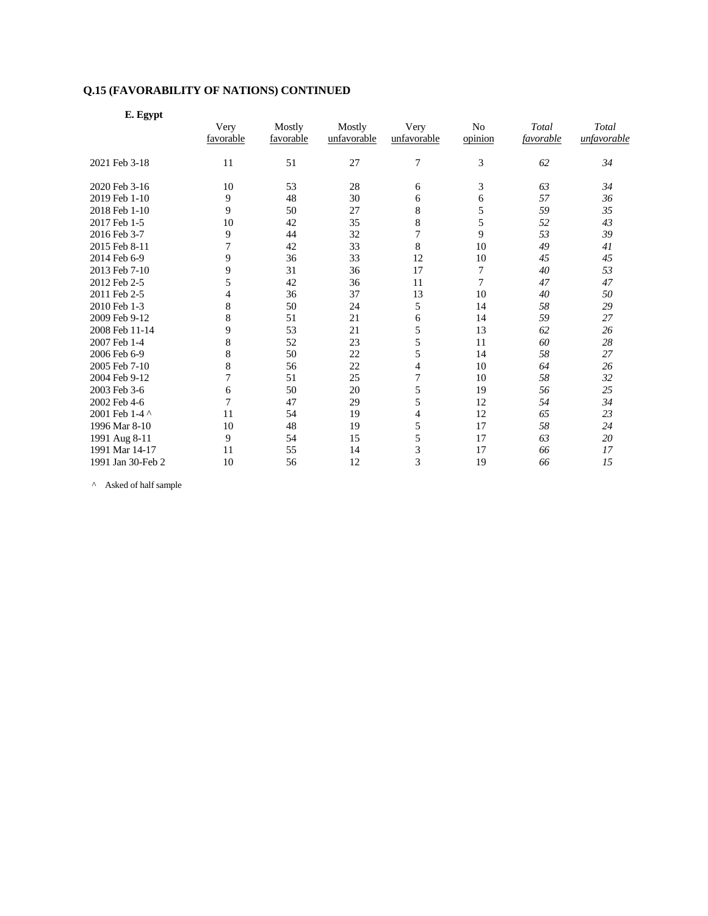### Q.15 (FAVORABILITY OF NATIONS) CONTINUED

**E. Egypt**

| | Very favorable | Mostly favorable | Mostly unfavorable | Very unfavorable | No opinion | *Total favorable* | *Total unfavorable* |
|---|---|---|---|---|---|---|---|
| 2021 Feb 3-18 | 11 | 51 | 27 | 7 | 3 | *62* | *34* |
| 2020 Feb 3-16 | 10 | 53 | 28 | 6 | 3 | *63* | *34* |
| 2019 Feb 1-10 | 9 | 48 | 30 | 6 | 6 | *57* | *36* |
| 2018 Feb 1-10 | 9 | 50 | 27 | 8 | 5 | *59* | *35* |
| 2017 Feb 1-5 | 10 | 42 | 35 | 8 | 5 | *52* | *43* |
| 2016 Feb 3-7 | 9 | 44 | 32 | 7 | 9 | *53* | *39* |
| 2015 Feb 8-11 | 7 | 42 | 33 | 8 | 10 | *49* | *41* |
| 2014 Feb 6-9 | 9 | 36 | 33 | 12 | 10 | *45* | *45* |
| 2013 Feb 7-10 | 9 | 31 | 36 | 17 | 7 | *40* | *53* |
| 2012 Feb 2-5 | 5 | 42 | 36 | 11 | 7 | *47* | *47* |
| 2011 Feb 2-5 | 4 | 36 | 37 | 13 | 10 | *40* | *50* |
| 2010 Feb 1-3 | 8 | 50 | 24 | 5 | 14 | *58* | *29* |
| 2009 Feb 9-12 | 8 | 51 | 21 | 6 | 14 | *59* | *27* |
| 2008 Feb 11-14 | 9 | 53 | 21 | 5 | 13 | *62* | *26* |
| 2007 Feb 1-4 | 8 | 52 | 23 | 5 | 11 | *60* | *28* |
| 2006 Feb 6-9 | 8 | 50 | 22 | 5 | 14 | *58* | *27* |
| 2005 Feb 7-10 | 8 | 56 | 22 | 4 | 10 | *64* | *26* |
| 2004 Feb 9-12 | 7 | 51 | 25 | 7 | 10 | *58* | *32* |
| 2003 Feb 3-6 | 6 | 50 | 20 | 5 | 19 | *56* | *25* |
| 2002 Feb 4-6 | 7 | 47 | 29 | 5 | 12 | *54* | *34* |
| 2001 Feb 1-4 ^ | 11 | 54 | 19 | 4 | 12 | *65* | *23* |
| 1996 Mar 8-10 | 10 | 48 | 19 | 5 | 17 | *58* | *24* |
| 1991 Aug 8-11 | 9 | 54 | 15 | 5 | 17 | *63* | *20* |
| 1991 Mar 14-17 | 11 | 55 | 14 | 3 | 17 | *66* | *17* |
| 1991 Jan 30-Feb 2 | 10 | 56 | 12 | 3 | 19 | *66* | *15* |

^ Asked of half sample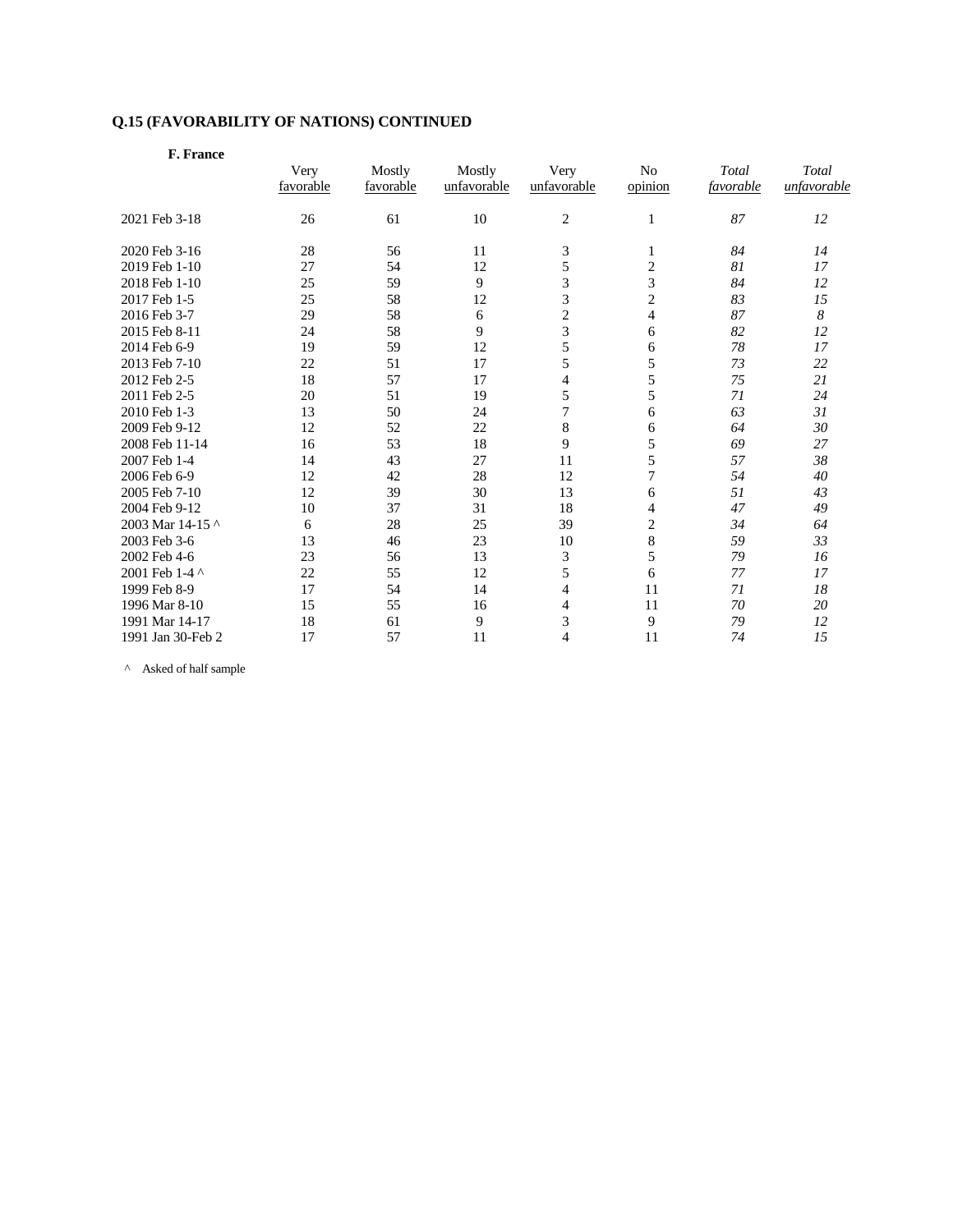**Q.15 (FAVORABILITY OF NATIONS) CONTINUED**

**F. France**

| | Very favorable | Mostly favorable | Mostly unfavorable | Very unfavorable | No opinion | *Total favorable* | *Total unfavorable* |
|---|---|---|---|---|---|---|---|
| 2021 Feb 3-18 | 26 | 61 | 10 | 2 | 1 | *87* | *12* |
| 2020 Feb 3-16 | 28 | 56 | 11 | 3 | 1 | *84* | *14* |
| 2019 Feb 1-10 | 27 | 54 | 12 | 5 | 2 | *81* | *17* |
| 2018 Feb 1-10 | 25 | 59 | 9 | 3 | 3 | *84* | *12* |
| 2017 Feb 1-5 | 25 | 58 | 12 | 3 | 2 | *83* | *15* |
| 2016 Feb 3-7 | 29 | 58 | 6 | 2 | 4 | *87* | *8* |
| 2015 Feb 8-11 | 24 | 58 | 9 | 3 | 6 | *82* | *12* |
| 2014 Feb 6-9 | 19 | 59 | 12 | 5 | 6 | *78* | *17* |
| 2013 Feb 7-10 | 22 | 51 | 17 | 5 | 5 | *73* | *22* |
| 2012 Feb 2-5 | 18 | 57 | 17 | 4 | 5 | *75* | *21* |
| 2011 Feb 2-5 | 20 | 51 | 19 | 5 | 5 | *71* | *24* |
| 2010 Feb 1-3 | 13 | 50 | 24 | 7 | 6 | *63* | *31* |
| 2009 Feb 9-12 | 12 | 52 | 22 | 8 | 6 | *64* | *30* |
| 2008 Feb 11-14 | 16 | 53 | 18 | 9 | 5 | *69* | *27* |
| 2007 Feb 1-4 | 14 | 43 | 27 | 11 | 5 | *57* | *38* |
| 2006 Feb 6-9 | 12 | 42 | 28 | 12 | 7 | *54* | *40* |
| 2005 Feb 7-10 | 12 | 39 | 30 | 13 | 6 | *51* | *43* |
| 2004 Feb 9-12 | 10 | 37 | 31 | 18 | 4 | *47* | *49* |
| 2003 Mar 14-15 ^ | 6 | 28 | 25 | 39 | 2 | *34* | *64* |
| 2003 Feb 3-6 | 13 | 46 | 23 | 10 | 8 | *59* | *33* |
| 2002 Feb 4-6 | 23 | 56 | 13 | 3 | 5 | *79* | *16* |
| 2001 Feb 1-4 ^ | 22 | 55 | 12 | 5 | 6 | *77* | *17* |
| 1999 Feb 8-9 | 17 | 54 | 14 | 4 | 11 | *71* | *18* |
| 1996 Mar 8-10 | 15 | 55 | 16 | 4 | 11 | *70* | *20* |
| 1991 Mar 14-17 | 18 | 61 | 9 | 3 | 9 | *79* | *12* |
| 1991 Jan 30-Feb 2 | 17 | 57 | 11 | 4 | 11 | *74* | *15* |

^ Asked of half sample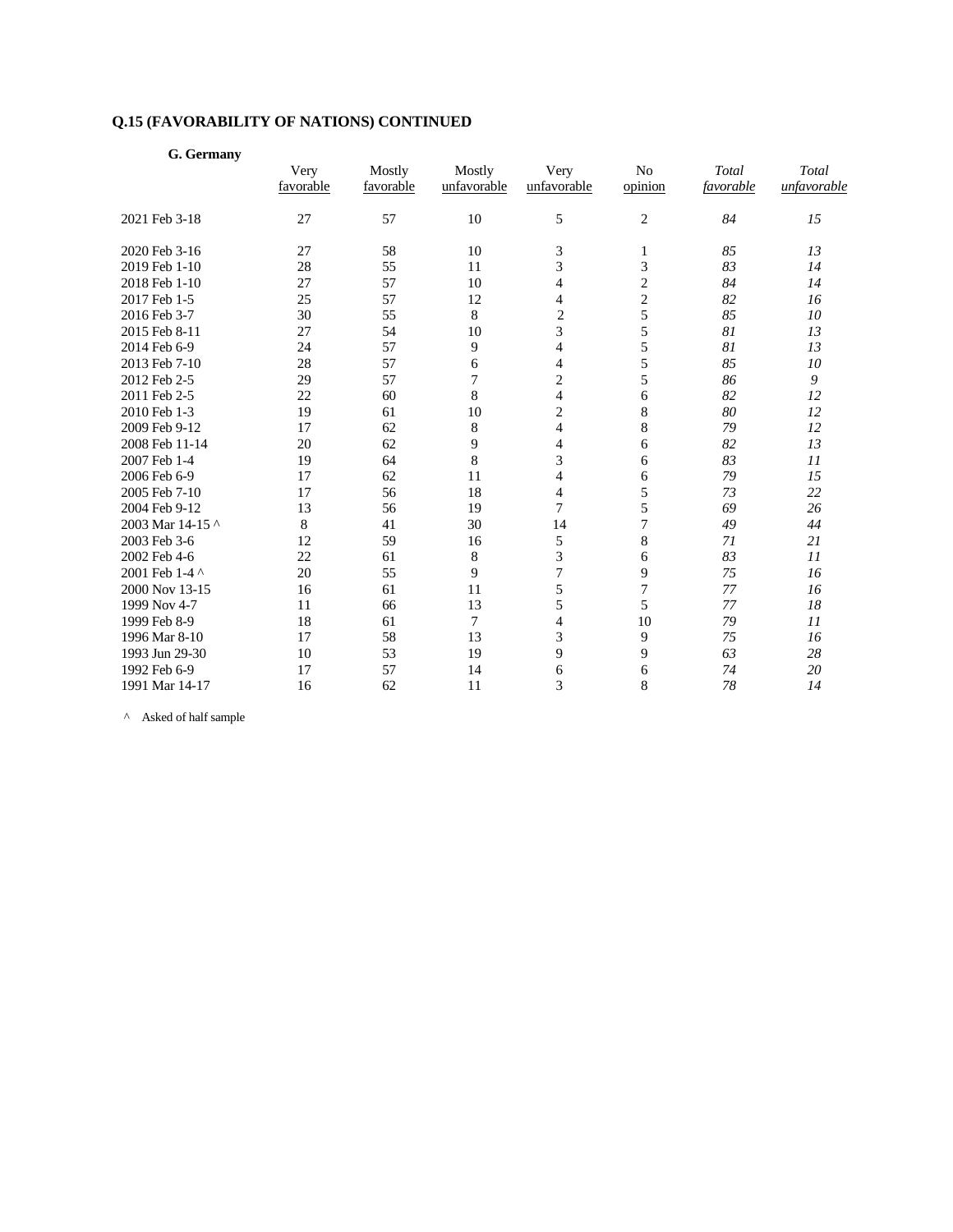**Q.15 (FAVORABILITY OF NATIONS) CONTINUED**

**G. Germany**

| | Very favorable | Mostly favorable | Mostly unfavorable | Very unfavorable | No opinion | *Total favorable* | *Total unfavorable* |
|---|---|---|---|---|---|---|---|
| 2021 Feb 3-18 | 27 | 57 | 10 | 5 | 2 | *84* | *15* |
| 2020 Feb 3-16 | 27 | 58 | 10 | 3 | 1 | *85* | *13* |
| 2019 Feb 1-10 | 28 | 55 | 11 | 3 | 3 | *83* | *14* |
| 2018 Feb 1-10 | 27 | 57 | 10 | 4 | 2 | *84* | *14* |
| 2017 Feb 1-5 | 25 | 57 | 12 | 4 | 2 | *82* | *16* |
| 2016 Feb 3-7 | 30 | 55 | 8 | 2 | 5 | *85* | *10* |
| 2015 Feb 8-11 | 27 | 54 | 10 | 3 | 5 | *81* | *13* |
| 2014 Feb 6-9 | 24 | 57 | 9 | 4 | 5 | *81* | *13* |
| 2013 Feb 7-10 | 28 | 57 | 6 | 4 | 5 | *85* | *10* |
| 2012 Feb 2-5 | 29 | 57 | 7 | 2 | 5 | *86* | *9* |
| 2011 Feb 2-5 | 22 | 60 | 8 | 4 | 6 | *82* | *12* |
| 2010 Feb 1-3 | 19 | 61 | 10 | 2 | 8 | *80* | *12* |
| 2009 Feb 9-12 | 17 | 62 | 8 | 4 | 8 | *79* | *12* |
| 2008 Feb 11-14 | 20 | 62 | 9 | 4 | 6 | *82* | *13* |
| 2007 Feb 1-4 | 19 | 64 | 8 | 3 | 6 | *83* | *11* |
| 2006 Feb 6-9 | 17 | 62 | 11 | 4 | 6 | *79* | *15* |
| 2005 Feb 7-10 | 17 | 56 | 18 | 4 | 5 | *73* | *22* |
| 2004 Feb 9-12 | 13 | 56 | 19 | 7 | 5 | *69* | *26* |
| 2003 Mar 14-15 ^ | 8 | 41 | 30 | 14 | 7 | *49* | *44* |
| 2003 Feb 3-6 | 12 | 59 | 16 | 5 | 8 | *71* | *21* |
| 2002 Feb 4-6 | 22 | 61 | 8 | 3 | 6 | *83* | *11* |
| 2001 Feb 1-4 ^ | 20 | 55 | 9 | 7 | 9 | *75* | *16* |
| 2000 Nov 13-15 | 16 | 61 | 11 | 5 | 7 | *77* | *16* |
| 1999 Nov 4-7 | 11 | 66 | 13 | 5 | 5 | *77* | *18* |
| 1999 Feb 8-9 | 18 | 61 | 7 | 4 | 10 | *79* | *11* |
| 1996 Mar 8-10 | 17 | 58 | 13 | 3 | 9 | *75* | *16* |
| 1993 Jun 29-30 | 10 | 53 | 19 | 9 | 9 | *63* | *28* |
| 1992 Feb 6-9 | 17 | 57 | 14 | 6 | 6 | *74* | *20* |
| 1991 Mar 14-17 | 16 | 62 | 11 | 3 | 8 | *78* | *14* |

^ Asked of half sample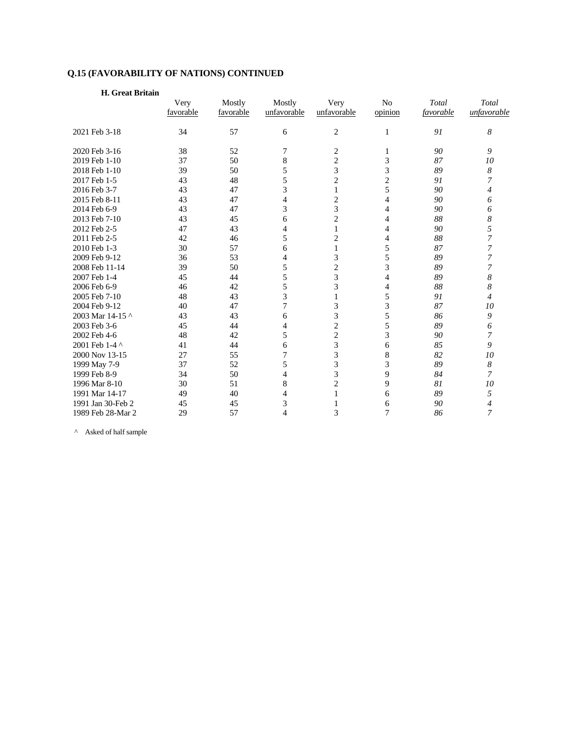## Q.15 (FAVORABILITY OF NATIONS) CONTINUED

### H. Great Britain

| | Very favorable | Mostly favorable | Mostly unfavorable | Very unfavorable | No opinion | *Total favorable* | *Total unfavorable* |
|---|---|---|---|---|---|---|---|
| 2021 Feb 3-18 | 34 | 57 | 6 | 2 | 1 | *91* | *8* |
| 2020 Feb 3-16 | 38 | 52 | 7 | 2 | 1 | *90* | *9* |
| 2019 Feb 1-10 | 37 | 50 | 8 | 2 | 3 | *87* | *10* |
| 2018 Feb 1-10 | 39 | 50 | 5 | 3 | 3 | *89* | *8* |
| 2017 Feb 1-5 | 43 | 48 | 5 | 2 | 2 | *91* | *7* |
| 2016 Feb 3-7 | 43 | 47 | 3 | 1 | 5 | *90* | *4* |
| 2015 Feb 8-11 | 43 | 47 | 4 | 2 | 4 | *90* | *6* |
| 2014 Feb 6-9 | 43 | 47 | 3 | 3 | 4 | *90* | *6* |
| 2013 Feb 7-10 | 43 | 45 | 6 | 2 | 4 | *88* | *8* |
| 2012 Feb 2-5 | 47 | 43 | 4 | 1 | 4 | *90* | *5* |
| 2011 Feb 2-5 | 42 | 46 | 5 | 2 | 4 | *88* | *7* |
| 2010 Feb 1-3 | 30 | 57 | 6 | 1 | 5 | *87* | *7* |
| 2009 Feb 9-12 | 36 | 53 | 4 | 3 | 5 | *89* | *7* |
| 2008 Feb 11-14 | 39 | 50 | 5 | 2 | 3 | *89* | *7* |
| 2007 Feb 1-4 | 45 | 44 | 5 | 3 | 4 | *89* | *8* |
| 2006 Feb 6-9 | 46 | 42 | 5 | 3 | 4 | *88* | *8* |
| 2005 Feb 7-10 | 48 | 43 | 3 | 1 | 5 | *91* | *4* |
| 2004 Feb 9-12 | 40 | 47 | 7 | 3 | 3 | *87* | *10* |
| 2003 Mar 14-15 ^ | 43 | 43 | 6 | 3 | 5 | *86* | *9* |
| 2003 Feb 3-6 | 45 | 44 | 4 | 2 | 5 | *89* | *6* |
| 2002 Feb 4-6 | 48 | 42 | 5 | 2 | 3 | *90* | *7* |
| 2001 Feb 1-4 ^ | 41 | 44 | 6 | 3 | 6 | *85* | *9* |
| 2000 Nov 13-15 | 27 | 55 | 7 | 3 | 8 | *82* | *10* |
| 1999 May 7-9 | 37 | 52 | 5 | 3 | 3 | *89* | *8* |
| 1999 Feb 8-9 | 34 | 50 | 4 | 3 | 9 | *84* | *7* |
| 1996 Mar 8-10 | 30 | 51 | 8 | 2 | 9 | *81* | *10* |
| 1991 Mar 14-17 | 49 | 40 | 4 | 1 | 6 | *89* | *5* |
| 1991 Jan 30-Feb 2 | 45 | 45 | 3 | 1 | 6 | *90* | *4* |
| 1989 Feb 28-Mar 2 | 29 | 57 | 4 | 3 | 7 | *86* | *7* |

^ Asked of half sample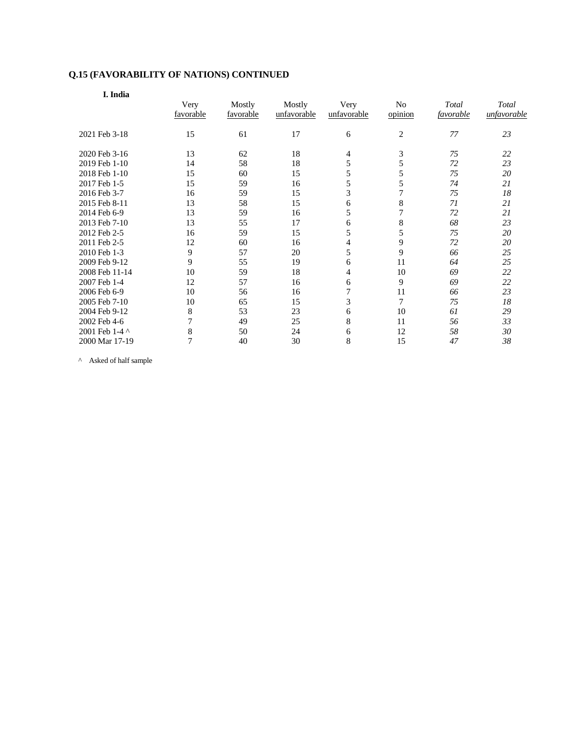**Q.15 (FAVORABILITY OF NATIONS) CONTINUED**

**I. India**

| | Very favorable | Mostly favorable | Mostly unfavorable | Very unfavorable | No opinion | *Total favorable* | *Total unfavorable* |
|---|---|---|---|---|---|---|---|
| 2021 Feb 3-18 | 15 | 61 | 17 | 6 | 2 | *77* | *23* |
| 2020 Feb 3-16 | 13 | 62 | 18 | 4 | 3 | *75* | *22* |
| 2019 Feb 1-10 | 14 | 58 | 18 | 5 | 5 | *72* | *23* |
| 2018 Feb 1-10 | 15 | 60 | 15 | 5 | 5 | *75* | *20* |
| 2017 Feb 1-5 | 15 | 59 | 16 | 5 | 5 | *74* | *21* |
| 2016 Feb 3-7 | 16 | 59 | 15 | 3 | 7 | *75* | *18* |
| 2015 Feb 8-11 | 13 | 58 | 15 | 6 | 8 | *71* | *21* |
| 2014 Feb 6-9 | 13 | 59 | 16 | 5 | 7 | *72* | *21* |
| 2013 Feb 7-10 | 13 | 55 | 17 | 6 | 8 | *68* | *23* |
| 2012 Feb 2-5 | 16 | 59 | 15 | 5 | 5 | *75* | *20* |
| 2011 Feb 2-5 | 12 | 60 | 16 | 4 | 9 | *72* | *20* |
| 2010 Feb 1-3 | 9 | 57 | 20 | 5 | 9 | *66* | *25* |
| 2009 Feb 9-12 | 9 | 55 | 19 | 6 | 11 | *64* | *25* |
| 2008 Feb 11-14 | 10 | 59 | 18 | 4 | 10 | *69* | *22* |
| 2007 Feb 1-4 | 12 | 57 | 16 | 6 | 9 | *69* | *22* |
| 2006 Feb 6-9 | 10 | 56 | 16 | 7 | 11 | *66* | *23* |
| 2005 Feb 7-10 | 10 | 65 | 15 | 3 | 7 | *75* | *18* |
| 2004 Feb 9-12 | 8 | 53 | 23 | 6 | 10 | *61* | *29* |
| 2002 Feb 4-6 | 7 | 49 | 25 | 8 | 11 | *56* | *33* |
| 2001 Feb 1-4 ^ | 8 | 50 | 24 | 6 | 12 | *58* | *30* |
| 2000 Mar 17-19 | 7 | 40 | 30 | 8 | 15 | *47* | *38* |

^ Asked of half sample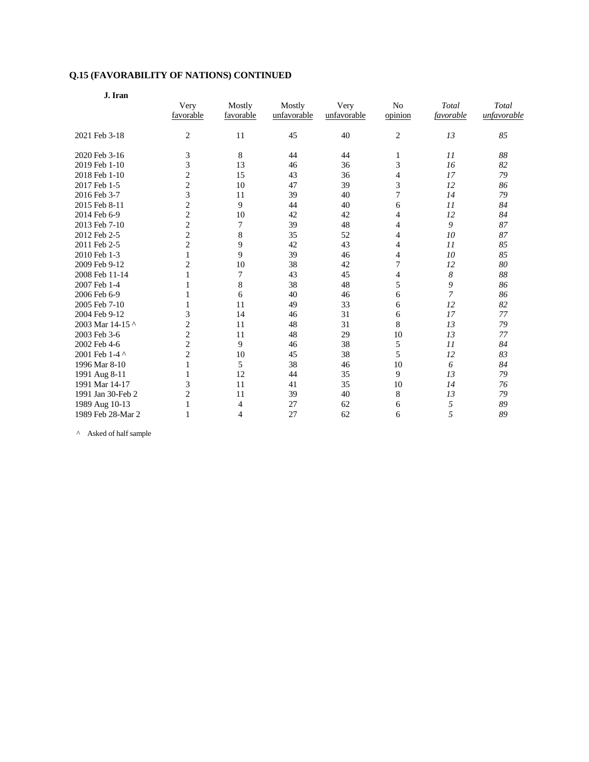**Q.15 (FAVORABILITY OF NATIONS) CONTINUED**

**J. Iran**

| | Very favorable | Mostly favorable | Mostly unfavorable | Very unfavorable | No opinion | *Total favorable* | *Total unfavorable* |
|---|---|---|---|---|---|---|---|
| 2021 Feb 3-18 | 2 | 11 | 45 | 40 | 2 | *13* | *85* |
| 2020 Feb 3-16 | 3 | 8 | 44 | 44 | 1 | *11* | *88* |
| 2019 Feb 1-10 | 3 | 13 | 46 | 36 | 3 | *16* | *82* |
| 2018 Feb 1-10 | 2 | 15 | 43 | 36 | 4 | *17* | *79* |
| 2017 Feb 1-5 | 2 | 10 | 47 | 39 | 3 | *12* | *86* |
| 2016 Feb 3-7 | 3 | 11 | 39 | 40 | 7 | *14* | *79* |
| 2015 Feb 8-11 | 2 | 9 | 44 | 40 | 6 | *11* | *84* |
| 2014 Feb 6-9 | 2 | 10 | 42 | 42 | 4 | *12* | *84* |
| 2013 Feb 7-10 | 2 | 7 | 39 | 48 | 4 | *9* | *87* |
| 2012 Feb 2-5 | 2 | 8 | 35 | 52 | 4 | *10* | *87* |
| 2011 Feb 2-5 | 2 | 9 | 42 | 43 | 4 | *11* | *85* |
| 2010 Feb 1-3 | 1 | 9 | 39 | 46 | 4 | *10* | *85* |
| 2009 Feb 9-12 | 2 | 10 | 38 | 42 | 7 | *12* | *80* |
| 2008 Feb 11-14 | 1 | 7 | 43 | 45 | 4 | *8* | *88* |
| 2007 Feb 1-4 | 1 | 8 | 38 | 48 | 5 | *9* | *86* |
| 2006 Feb 6-9 | 1 | 6 | 40 | 46 | 6 | *7* | *86* |
| 2005 Feb 7-10 | 1 | 11 | 49 | 33 | 6 | *12* | *82* |
| 2004 Feb 9-12 | 3 | 14 | 46 | 31 | 6 | *17* | *77* |
| 2003 Mar 14-15 ^ | 2 | 11 | 48 | 31 | 8 | *13* | *79* |
| 2003 Feb 3-6 | 2 | 11 | 48 | 29 | 10 | *13* | *77* |
| 2002 Feb 4-6 | 2 | 9 | 46 | 38 | 5 | *11* | *84* |
| 2001 Feb 1-4 ^ | 2 | 10 | 45 | 38 | 5 | *12* | *83* |
| 1996 Mar 8-10 | 1 | 5 | 38 | 46 | 10 | *6* | *84* |
| 1991 Aug 8-11 | 1 | 12 | 44 | 35 | 9 | *13* | *79* |
| 1991 Mar 14-17 | 3 | 11 | 41 | 35 | 10 | *14* | *76* |
| 1991 Jan 30-Feb 2 | 2 | 11 | 39 | 40 | 8 | *13* | *79* |
| 1989 Aug 10-13 | 1 | 4 | 27 | 62 | 6 | *5* | *89* |
| 1989 Feb 28-Mar 2 | 1 | 4 | 27 | 62 | 6 | *5* | *89* |

^ Asked of half sample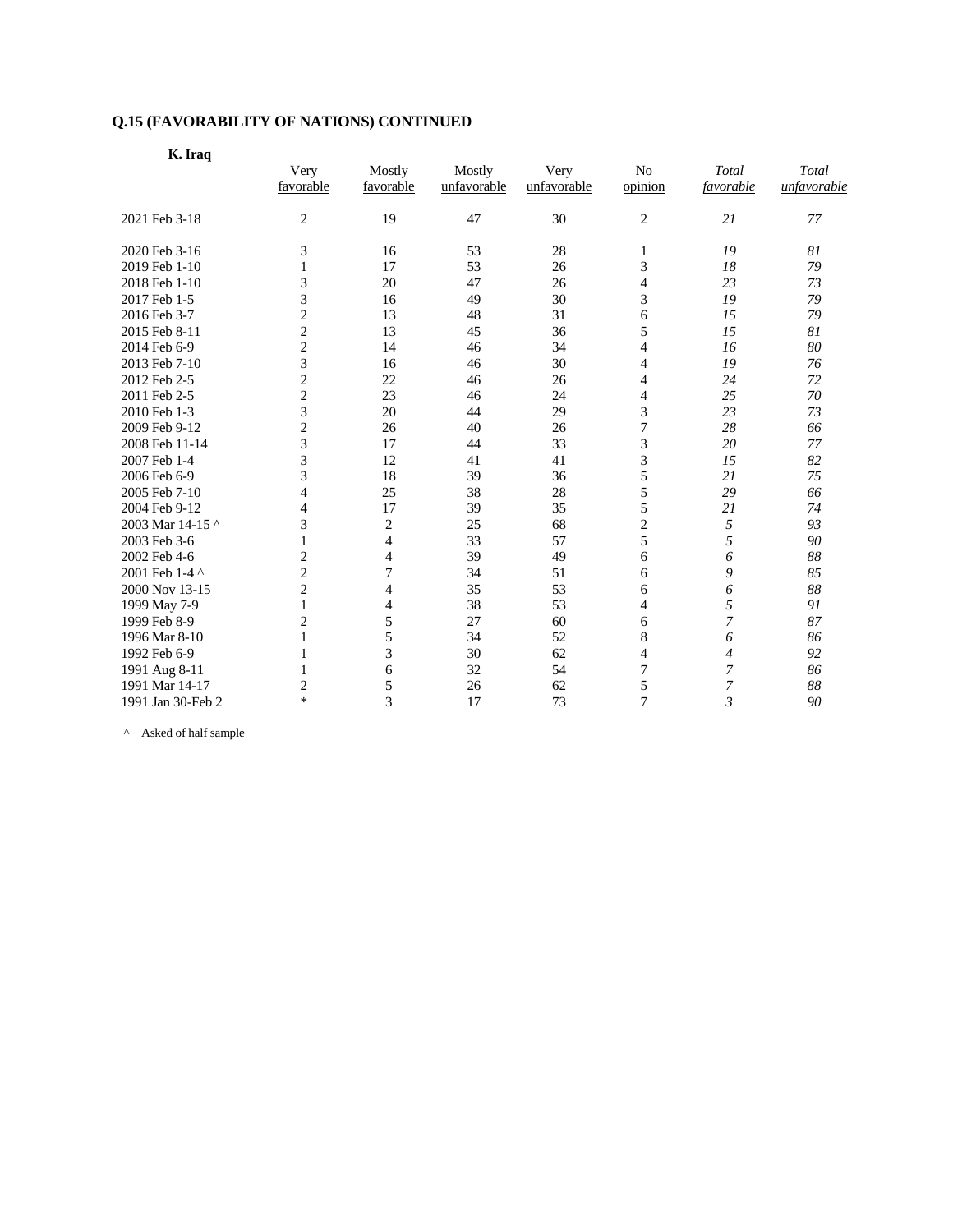## Q.15 (FAVORABILITY OF NATIONS) CONTINUED

**K. Iraq**

| | Very favorable | Mostly favorable | Mostly unfavorable | Very unfavorable | No opinion | *Total favorable* | *Total unfavorable* |
|---|---|---|---|---|---|---|---|
| 2021 Feb 3-18 | 2 | 19 | 47 | 30 | 2 | *21* | *77* |
| 2020 Feb 3-16 | 3 | 16 | 53 | 28 | 1 | *19* | *81* |
| 2019 Feb 1-10 | 1 | 17 | 53 | 26 | 3 | *18* | *79* |
| 2018 Feb 1-10 | 3 | 20 | 47 | 26 | 4 | *23* | *73* |
| 2017 Feb 1-5 | 3 | 16 | 49 | 30 | 3 | *19* | *79* |
| 2016 Feb 3-7 | 2 | 13 | 48 | 31 | 6 | *15* | *79* |
| 2015 Feb 8-11 | 2 | 13 | 45 | 36 | 5 | *15* | *81* |
| 2014 Feb 6-9 | 2 | 14 | 46 | 34 | 4 | *16* | *80* |
| 2013 Feb 7-10 | 3 | 16 | 46 | 30 | 4 | *19* | *76* |
| 2012 Feb 2-5 | 2 | 22 | 46 | 26 | 4 | *24* | *72* |
| 2011 Feb 2-5 | 2 | 23 | 46 | 24 | 4 | *25* | *70* |
| 2010 Feb 1-3 | 3 | 20 | 44 | 29 | 3 | *23* | *73* |
| 2009 Feb 9-12 | 2 | 26 | 40 | 26 | 7 | *28* | *66* |
| 2008 Feb 11-14 | 3 | 17 | 44 | 33 | 3 | *20* | *77* |
| 2007 Feb 1-4 | 3 | 12 | 41 | 41 | 3 | *15* | *82* |
| 2006 Feb 6-9 | 3 | 18 | 39 | 36 | 5 | *21* | *75* |
| 2005 Feb 7-10 | 4 | 25 | 38 | 28 | 5 | *29* | *66* |
| 2004 Feb 9-12 | 4 | 17 | 39 | 35 | 5 | *21* | *74* |
| 2003 Mar 14-15 ^ | 3 | 2 | 25 | 68 | 2 | *5* | *93* |
| 2003 Feb 3-6 | 1 | 4 | 33 | 57 | 5 | *5* | *90* |
| 2002 Feb 4-6 | 2 | 4 | 39 | 49 | 6 | *6* | *88* |
| 2001 Feb 1-4 ^ | 2 | 7 | 34 | 51 | 6 | *9* | *85* |
| 2000 Nov 13-15 | 2 | 4 | 35 | 53 | 6 | *6* | *88* |
| 1999 May 7-9 | 1 | 4 | 38 | 53 | 4 | *5* | *91* |
| 1999 Feb 8-9 | 2 | 5 | 27 | 60 | 6 | *7* | *87* |
| 1996 Mar 8-10 | 1 | 5 | 34 | 52 | 8 | *6* | *86* |
| 1992 Feb 6-9 | 1 | 3 | 30 | 62 | 4 | *4* | *92* |
| 1991 Aug 8-11 | 1 | 6 | 32 | 54 | 7 | *7* | *86* |
| 1991 Mar 14-17 | 2 | 5 | 26 | 62 | 5 | *7* | *88* |
| 1991 Jan 30-Feb 2 | * | 3 | 17 | 73 | 7 | *3* | *90* |

^ Asked of half sample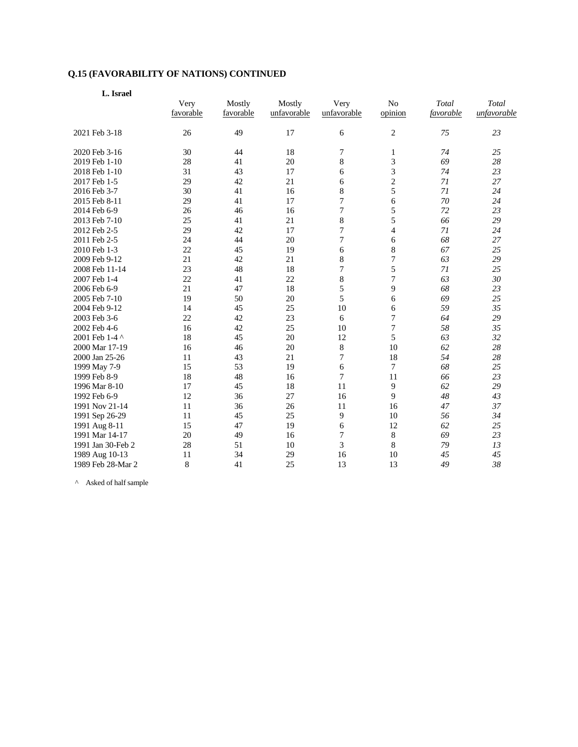## Q.15 (FAVORABILITY OF NATIONS) CONTINUED

**L. Israel**

| | Very favorable | Mostly favorable | Mostly unfavorable | Very unfavorable | No opinion | *Total favorable* | *Total unfavorable* |
|---|---|---|---|---|---|---|---|
| 2021 Feb 3-18 | 26 | 49 | 17 | 6 | 2 | *75* | *23* |
| 2020 Feb 3-16 | 30 | 44 | 18 | 7 | 1 | *74* | *25* |
| 2019 Feb 1-10 | 28 | 41 | 20 | 8 | 3 | *69* | *28* |
| 2018 Feb 1-10 | 31 | 43 | 17 | 6 | 3 | *74* | *23* |
| 2017 Feb 1-5 | 29 | 42 | 21 | 6 | 2 | *71* | *27* |
| 2016 Feb 3-7 | 30 | 41 | 16 | 8 | 5 | *71* | *24* |
| 2015 Feb 8-11 | 29 | 41 | 17 | 7 | 6 | *70* | *24* |
| 2014 Feb 6-9 | 26 | 46 | 16 | 7 | 5 | *72* | *23* |
| 2013 Feb 7-10 | 25 | 41 | 21 | 8 | 5 | *66* | *29* |
| 2012 Feb 2-5 | 29 | 42 | 17 | 7 | 4 | *71* | *24* |
| 2011 Feb 2-5 | 24 | 44 | 20 | 7 | 6 | *68* | *27* |
| 2010 Feb 1-3 | 22 | 45 | 19 | 6 | 8 | *67* | *25* |
| 2009 Feb 9-12 | 21 | 42 | 21 | 8 | 7 | *63* | *29* |
| 2008 Feb 11-14 | 23 | 48 | 18 | 7 | 5 | *71* | *25* |
| 2007 Feb 1-4 | 22 | 41 | 22 | 8 | 7 | *63* | *30* |
| 2006 Feb 6-9 | 21 | 47 | 18 | 5 | 9 | *68* | *23* |
| 2005 Feb 7-10 | 19 | 50 | 20 | 5 | 6 | *69* | *25* |
| 2004 Feb 9-12 | 14 | 45 | 25 | 10 | 6 | *59* | *35* |
| 2003 Feb 3-6 | 22 | 42 | 23 | 6 | 7 | *64* | *29* |
| 2002 Feb 4-6 | 16 | 42 | 25 | 10 | 7 | *58* | *35* |
| 2001 Feb 1-4 ^ | 18 | 45 | 20 | 12 | 5 | *63* | *32* |
| 2000 Mar 17-19 | 16 | 46 | 20 | 8 | 10 | *62* | *28* |
| 2000 Jan 25-26 | 11 | 43 | 21 | 7 | 18 | *54* | *28* |
| 1999 May 7-9 | 15 | 53 | 19 | 6 | 7 | *68* | *25* |
| 1999 Feb 8-9 | 18 | 48 | 16 | 7 | 11 | *66* | *23* |
| 1996 Mar 8-10 | 17 | 45 | 18 | 11 | 9 | *62* | *29* |
| 1992 Feb 6-9 | 12 | 36 | 27 | 16 | 9 | *48* | *43* |
| 1991 Nov 21-14 | 11 | 36 | 26 | 11 | 16 | *47* | *37* |
| 1991 Sep 26-29 | 11 | 45 | 25 | 9 | 10 | *56* | *34* |
| 1991 Aug 8-11 | 15 | 47 | 19 | 6 | 12 | *62* | *25* |
| 1991 Mar 14-17 | 20 | 49 | 16 | 7 | 8 | *69* | *23* |
| 1991 Jan 30-Feb 2 | 28 | 51 | 10 | 3 | 8 | *79* | *13* |
| 1989 Aug 10-13 | 11 | 34 | 29 | 16 | 10 | *45* | *45* |
| 1989 Feb 28-Mar 2 | 8 | 41 | 25 | 13 | 13 | *49* | *38* |

^ Asked of half sample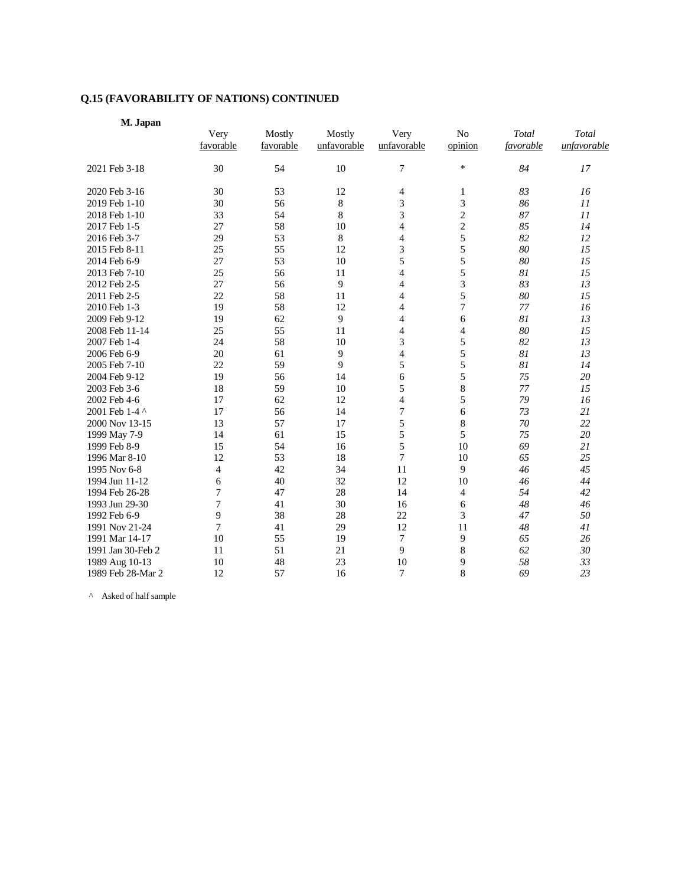## Q.15 (FAVORABILITY OF NATIONS) CONTINUED

**M. Japan**

| | Very favorable | Mostly favorable | Mostly unfavorable | Very unfavorable | No opinion | *Total favorable* | *Total unfavorable* |
|---|---|---|---|---|---|---|---|
| 2021 Feb 3-18 | 30 | 54 | 10 | 7 | * | *84* | *17* |
| 2020 Feb 3-16 | 30 | 53 | 12 | 4 | 1 | *83* | *16* |
| 2019 Feb 1-10 | 30 | 56 | 8 | 3 | 3 | *86* | *11* |
| 2018 Feb 1-10 | 33 | 54 | 8 | 3 | 2 | *87* | *11* |
| 2017 Feb 1-5 | 27 | 58 | 10 | 4 | 2 | *85* | *14* |
| 2016 Feb 3-7 | 29 | 53 | 8 | 4 | 5 | *82* | *12* |
| 2015 Feb 8-11 | 25 | 55 | 12 | 3 | 5 | *80* | *15* |
| 2014 Feb 6-9 | 27 | 53 | 10 | 5 | 5 | *80* | *15* |
| 2013 Feb 7-10 | 25 | 56 | 11 | 4 | 5 | *81* | *15* |
| 2012 Feb 2-5 | 27 | 56 | 9 | 4 | 3 | *83* | *13* |
| 2011 Feb 2-5 | 22 | 58 | 11 | 4 | 5 | *80* | *15* |
| 2010 Feb 1-3 | 19 | 58 | 12 | 4 | 7 | *77* | *16* |
| 2009 Feb 9-12 | 19 | 62 | 9 | 4 | 6 | *81* | *13* |
| 2008 Feb 11-14 | 25 | 55 | 11 | 4 | 4 | *80* | *15* |
| 2007 Feb 1-4 | 24 | 58 | 10 | 3 | 5 | *82* | *13* |
| 2006 Feb 6-9 | 20 | 61 | 9 | 4 | 5 | *81* | *13* |
| 2005 Feb 7-10 | 22 | 59 | 9 | 5 | 5 | *81* | *14* |
| 2004 Feb 9-12 | 19 | 56 | 14 | 6 | 5 | *75* | *20* |
| 2003 Feb 3-6 | 18 | 59 | 10 | 5 | 8 | *77* | *15* |
| 2002 Feb 4-6 | 17 | 62 | 12 | 4 | 5 | *79* | *16* |
| 2001 Feb 1-4 ^ | 17 | 56 | 14 | 7 | 6 | *73* | *21* |
| 2000 Nov 13-15 | 13 | 57 | 17 | 5 | 8 | *70* | *22* |
| 1999 May 7-9 | 14 | 61 | 15 | 5 | 5 | *75* | *20* |
| 1999 Feb 8-9 | 15 | 54 | 16 | 5 | 10 | *69* | *21* |
| 1996 Mar 8-10 | 12 | 53 | 18 | 7 | 10 | *65* | *25* |
| 1995 Nov 6-8 | 4 | 42 | 34 | 11 | 9 | *46* | *45* |
| 1994 Jun 11-12 | 6 | 40 | 32 | 12 | 10 | *46* | *44* |
| 1994 Feb 26-28 | 7 | 47 | 28 | 14 | 4 | *54* | *42* |
| 1993 Jun 29-30 | 7 | 41 | 30 | 16 | 6 | *48* | *46* |
| 1992 Feb 6-9 | 9 | 38 | 28 | 22 | 3 | *47* | *50* |
| 1991 Nov 21-24 | 7 | 41 | 29 | 12 | 11 | *48* | *41* |
| 1991 Mar 14-17 | 10 | 55 | 19 | 7 | 9 | *65* | *26* |
| 1991 Jan 30-Feb 2 | 11 | 51 | 21 | 9 | 8 | *62* | *30* |
| 1989 Aug 10-13 | 10 | 48 | 23 | 10 | 9 | *58* | *33* |
| 1989 Feb 28-Mar 2 | 12 | 57 | 16 | 7 | 8 | *69* | *23* |

^ Asked of half sample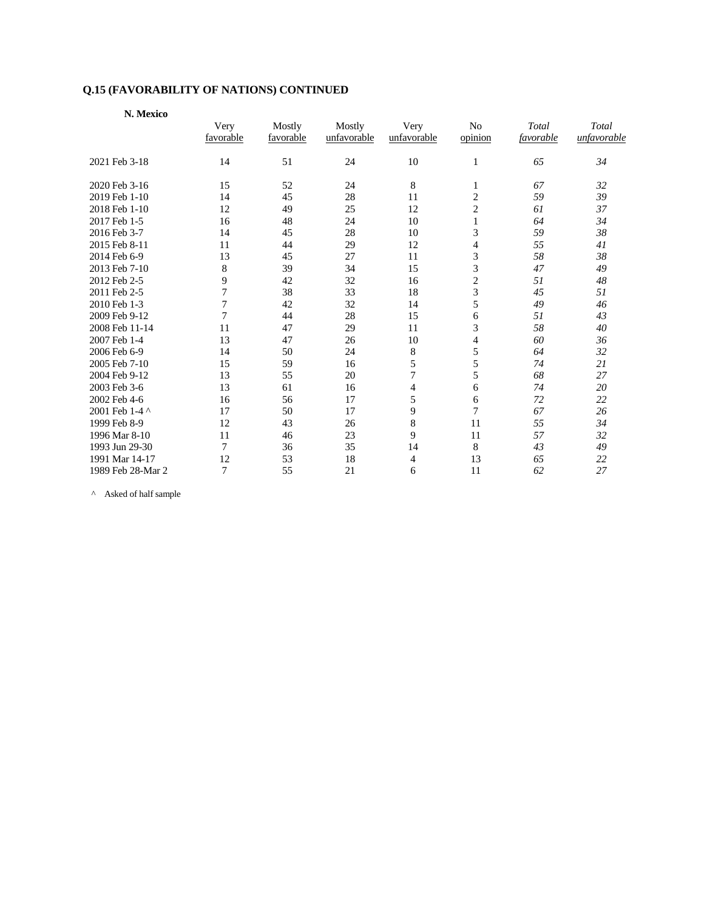### Q.15 (FAVORABILITY OF NATIONS) CONTINUED

**N. Mexico**

| | Very favorable | Mostly favorable | Mostly unfavorable | Very unfavorable | No opinion | *Total favorable* | *Total unfavorable* |
|---|---|---|---|---|---|---|---|
| 2021 Feb 3-18 | 14 | 51 | 24 | 10 | 1 | *65* | *34* |
| 2020 Feb 3-16 | 15 | 52 | 24 | 8 | 1 | *67* | *32* |
| 2019 Feb 1-10 | 14 | 45 | 28 | 11 | 2 | *59* | *39* |
| 2018 Feb 1-10 | 12 | 49 | 25 | 12 | 2 | *61* | *37* |
| 2017 Feb 1-5 | 16 | 48 | 24 | 10 | 1 | *64* | *34* |
| 2016 Feb 3-7 | 14 | 45 | 28 | 10 | 3 | *59* | *38* |
| 2015 Feb 8-11 | 11 | 44 | 29 | 12 | 4 | *55* | *41* |
| 2014 Feb 6-9 | 13 | 45 | 27 | 11 | 3 | *58* | *38* |
| 2013 Feb 7-10 | 8 | 39 | 34 | 15 | 3 | *47* | *49* |
| 2012 Feb 2-5 | 9 | 42 | 32 | 16 | 2 | *51* | *48* |
| 2011 Feb 2-5 | 7 | 38 | 33 | 18 | 3 | *45* | *51* |
| 2010 Feb 1-3 | 7 | 42 | 32 | 14 | 5 | *49* | *46* |
| 2009 Feb 9-12 | 7 | 44 | 28 | 15 | 6 | *51* | *43* |
| 2008 Feb 11-14 | 11 | 47 | 29 | 11 | 3 | *58* | *40* |
| 2007 Feb 1-4 | 13 | 47 | 26 | 10 | 4 | *60* | *36* |
| 2006 Feb 6-9 | 14 | 50 | 24 | 8 | 5 | *64* | *32* |
| 2005 Feb 7-10 | 15 | 59 | 16 | 5 | 5 | *74* | *21* |
| 2004 Feb 9-12 | 13 | 55 | 20 | 7 | 5 | *68* | *27* |
| 2003 Feb 3-6 | 13 | 61 | 16 | 4 | 6 | *74* | *20* |
| 2002 Feb 4-6 | 16 | 56 | 17 | 5 | 6 | *72* | *22* |
| 2001 Feb 1-4 ^ | 17 | 50 | 17 | 9 | 7 | *67* | *26* |
| 1999 Feb 8-9 | 12 | 43 | 26 | 8 | 11 | *55* | *34* |
| 1996 Mar 8-10 | 11 | 46 | 23 | 9 | 11 | *57* | *32* |
| 1993 Jun 29-30 | 7 | 36 | 35 | 14 | 8 | *43* | *49* |
| 1991 Mar 14-17 | 12 | 53 | 18 | 4 | 13 | *65* | *22* |
| 1989 Feb 28-Mar 2 | 7 | 55 | 21 | 6 | 11 | *62* | *27* |

^ Asked of half sample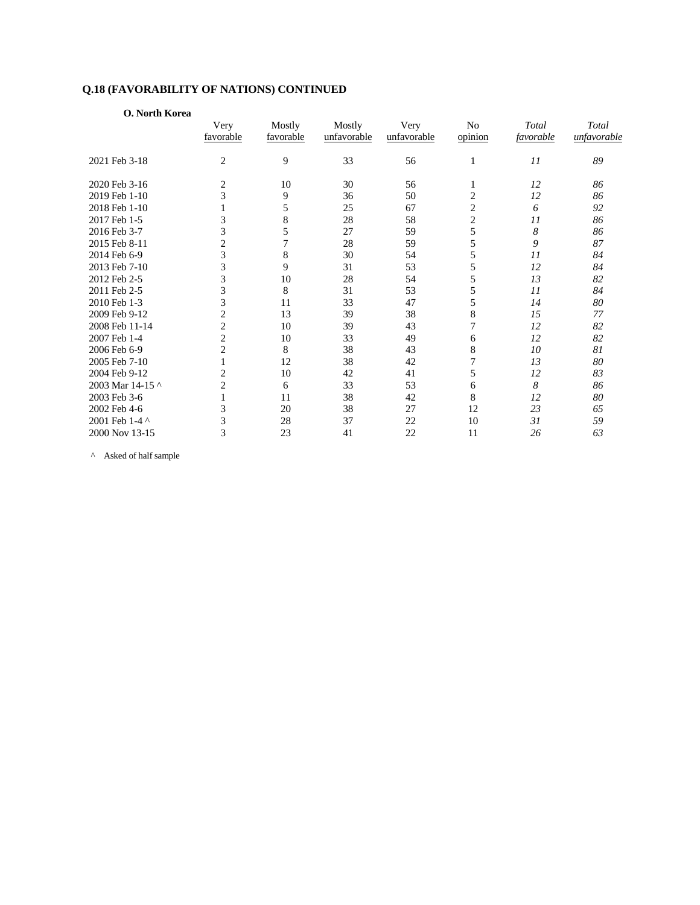## Q.18 (FAVORABILITY OF NATIONS) CONTINUED

**O. North Korea**

| | Very favorable | Mostly favorable | Mostly unfavorable | Very unfavorable | No opinion | *Total favorable* | *Total unfavorable* |
|---|---|---|---|---|---|---|---|
| 2021 Feb 3-18 | 2 | 9 | 33 | 56 | 1 | *11* | *89* |
| 2020 Feb 3-16 | 2 | 10 | 30 | 56 | 1 | *12* | *86* |
| 2019 Feb 1-10 | 3 | 9 | 36 | 50 | 2 | *12* | *86* |
| 2018 Feb 1-10 | 1 | 5 | 25 | 67 | 2 | *6* | *92* |
| 2017 Feb 1-5 | 3 | 8 | 28 | 58 | 2 | *11* | *86* |
| 2016 Feb 3-7 | 3 | 5 | 27 | 59 | 5 | *8* | *86* |
| 2015 Feb 8-11 | 2 | 7 | 28 | 59 | 5 | *9* | *87* |
| 2014 Feb 6-9 | 3 | 8 | 30 | 54 | 5 | *11* | *84* |
| 2013 Feb 7-10 | 3 | 9 | 31 | 53 | 5 | *12* | *84* |
| 2012 Feb 2-5 | 3 | 10 | 28 | 54 | 5 | *13* | *82* |
| 2011 Feb 2-5 | 3 | 8 | 31 | 53 | 5 | *11* | *84* |
| 2010 Feb 1-3 | 3 | 11 | 33 | 47 | 5 | *14* | *80* |
| 2009 Feb 9-12 | 2 | 13 | 39 | 38 | 8 | *15* | *77* |
| 2008 Feb 11-14 | 2 | 10 | 39 | 43 | 7 | *12* | *82* |
| 2007 Feb 1-4 | 2 | 10 | 33 | 49 | 6 | *12* | *82* |
| 2006 Feb 6-9 | 2 | 8 | 38 | 43 | 8 | *10* | *81* |
| 2005 Feb 7-10 | 1 | 12 | 38 | 42 | 7 | *13* | *80* |
| 2004 Feb 9-12 | 2 | 10 | 42 | 41 | 5 | *12* | *83* |
| 2003 Mar 14-15 ^ | 2 | 6 | 33 | 53 | 6 | *8* | *86* |
| 2003 Feb 3-6 | 1 | 11 | 38 | 42 | 8 | *12* | *80* |
| 2002 Feb 4-6 | 3 | 20 | 38 | 27 | 12 | *23* | *65* |
| 2001 Feb 1-4 ^ | 3 | 28 | 37 | 22 | 10 | *31* | *59* |
| 2000 Nov 13-15 | 3 | 23 | 41 | 22 | 11 | *26* | *63* |

^ Asked of half sample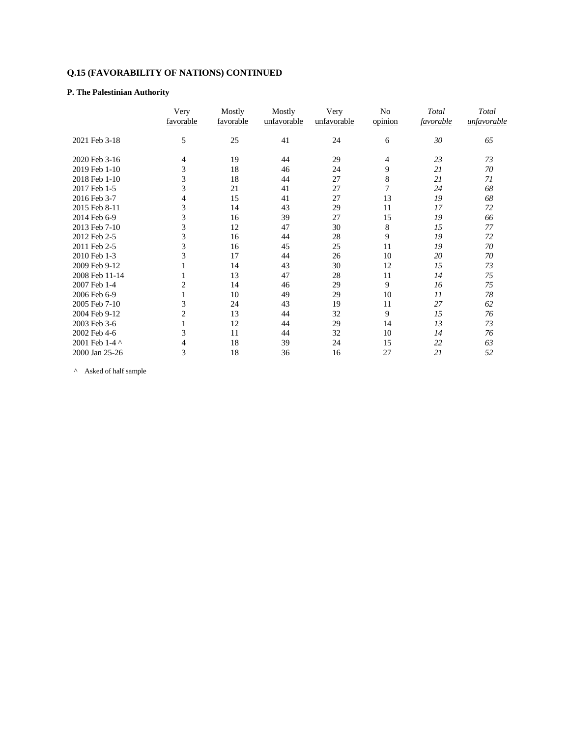**Q.15 (FAVORABILITY OF NATIONS) CONTINUED**

**P. The Palestinian Authority**

| | Very favorable | Mostly favorable | Mostly unfavorable | Very unfavorable | No opinion | *Total favorable* | *Total unfavorable* |
|---|---|---|---|---|---|---|---|
| 2021 Feb 3-18 | 5 | 25 | 41 | 24 | 6 | *30* | *65* |
| 2020 Feb 3-16 | 4 | 19 | 44 | 29 | 4 | *23* | *73* |
| 2019 Feb 1-10 | 3 | 18 | 46 | 24 | 9 | *21* | *70* |
| 2018 Feb 1-10 | 3 | 18 | 44 | 27 | 8 | *21* | *71* |
| 2017 Feb 1-5 | 3 | 21 | 41 | 27 | 7 | *24* | *68* |
| 2016 Feb 3-7 | 4 | 15 | 41 | 27 | 13 | *19* | *68* |
| 2015 Feb 8-11 | 3 | 14 | 43 | 29 | 11 | *17* | *72* |
| 2014 Feb 6-9 | 3 | 16 | 39 | 27 | 15 | *19* | *66* |
| 2013 Feb 7-10 | 3 | 12 | 47 | 30 | 8 | *15* | *77* |
| 2012 Feb 2-5 | 3 | 16 | 44 | 28 | 9 | *19* | *72* |
| 2011 Feb 2-5 | 3 | 16 | 45 | 25 | 11 | *19* | *70* |
| 2010 Feb 1-3 | 3 | 17 | 44 | 26 | 10 | *20* | *70* |
| 2009 Feb 9-12 | 1 | 14 | 43 | 30 | 12 | *15* | *73* |
| 2008 Feb 11-14 | 1 | 13 | 47 | 28 | 11 | *14* | *75* |
| 2007 Feb 1-4 | 2 | 14 | 46 | 29 | 9 | *16* | *75* |
| 2006 Feb 6-9 | 1 | 10 | 49 | 29 | 10 | *11* | *78* |
| 2005 Feb 7-10 | 3 | 24 | 43 | 19 | 11 | *27* | *62* |
| 2004 Feb 9-12 | 2 | 13 | 44 | 32 | 9 | *15* | *76* |
| 2003 Feb 3-6 | 1 | 12 | 44 | 29 | 14 | *13* | *73* |
| 2002 Feb 4-6 | 3 | 11 | 44 | 32 | 10 | *14* | *76* |
| 2001 Feb 1-4 ^ | 4 | 18 | 39 | 24 | 15 | *22* | *63* |
| 2000 Jan 25-26 | 3 | 18 | 36 | 16 | 27 | *21* | *52* |

^ Asked of half sample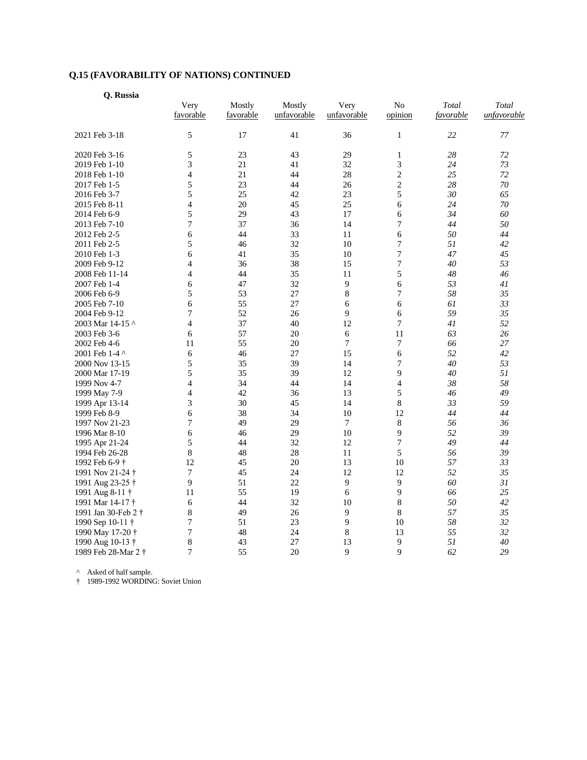## Q.15 (FAVORABILITY OF NATIONS) CONTINUED

**Q. Russia**

| | Very favorable | Mostly favorable | Mostly unfavorable | Very unfavorable | No opinion | *Total favorable* | *Total unfavorable* |
|---|---|---|---|---|---|---|---|
| 2021 Feb 3-18 | 5 | 17 | 41 | 36 | 1 | *22* | *77* |
| 2020 Feb 3-16 | 5 | 23 | 43 | 29 | 1 | *28* | *72* |
| 2019 Feb 1-10 | 3 | 21 | 41 | 32 | 3 | *24* | *73* |
| 2018 Feb 1-10 | 4 | 21 | 44 | 28 | 2 | *25* | *72* |
| 2017 Feb 1-5 | 5 | 23 | 44 | 26 | 2 | *28* | *70* |
| 2016 Feb 3-7 | 5 | 25 | 42 | 23 | 5 | *30* | *65* |
| 2015 Feb 8-11 | 4 | 20 | 45 | 25 | 6 | *24* | *70* |
| 2014 Feb 6-9 | 5 | 29 | 43 | 17 | 6 | *34* | *60* |
| 2013 Feb 7-10 | 7 | 37 | 36 | 14 | 7 | *44* | *50* |
| 2012 Feb 2-5 | 6 | 44 | 33 | 11 | 6 | *50* | *44* |
| 2011 Feb 2-5 | 5 | 46 | 32 | 10 | 7 | *51* | *42* |
| 2010 Feb 1-3 | 6 | 41 | 35 | 10 | 7 | *47* | *45* |
| 2009 Feb 9-12 | 4 | 36 | 38 | 15 | 7 | *40* | *53* |
| 2008 Feb 11-14 | 4 | 44 | 35 | 11 | 5 | *48* | *46* |
| 2007 Feb 1-4 | 6 | 47 | 32 | 9 | 6 | *53* | *41* |
| 2006 Feb 6-9 | 5 | 53 | 27 | 8 | 7 | *58* | *35* |
| 2005 Feb 7-10 | 6 | 55 | 27 | 6 | 6 | *61* | *33* |
| 2004 Feb 9-12 | 7 | 52 | 26 | 9 | 6 | *59* | *35* |
| 2003 Mar 14-15 ^ | 4 | 37 | 40 | 12 | 7 | *41* | *52* |
| 2003 Feb 3-6 | 6 | 57 | 20 | 6 | 11 | *63* | *26* |
| 2002 Feb 4-6 | 11 | 55 | 20 | 7 | 7 | *66* | *27* |
| 2001 Feb 1-4 ^ | 6 | 46 | 27 | 15 | 6 | *52* | *42* |
| 2000 Nov 13-15 | 5 | 35 | 39 | 14 | 7 | *40* | *53* |
| 2000 Mar 17-19 | 5 | 35 | 39 | 12 | 9 | *40* | *51* |
| 1999 Nov 4-7 | 4 | 34 | 44 | 14 | 4 | *38* | *58* |
| 1999 May 7-9 | 4 | 42 | 36 | 13 | 5 | *46* | *49* |
| 1999 Apr 13-14 | 3 | 30 | 45 | 14 | 8 | *33* | *59* |
| 1999 Feb 8-9 | 6 | 38 | 34 | 10 | 12 | *44* | *44* |
| 1997 Nov 21-23 | 7 | 49 | 29 | 7 | 8 | *56* | *36* |
| 1996 Mar 8-10 | 6 | 46 | 29 | 10 | 9 | *52* | *39* |
| 1995 Apr 21-24 | 5 | 44 | 32 | 12 | 7 | *49* | *44* |
| 1994 Feb 26-28 | 8 | 48 | 28 | 11 | 5 | *56* | *39* |
| 1992 Feb 6-9 † | 12 | 45 | 20 | 13 | 10 | *57* | *33* |
| 1991 Nov 21-24 † | 7 | 45 | 24 | 12 | 12 | *52* | *35* |
| 1991 Aug 23-25 † | 9 | 51 | 22 | 9 | 9 | *60* | *31* |
| 1991 Aug 8-11 † | 11 | 55 | 19 | 6 | 9 | *66* | *25* |
| 1991 Mar 14-17 † | 6 | 44 | 32 | 10 | 8 | *50* | *42* |
| 1991 Jan 30-Feb 2 † | 8 | 49 | 26 | 9 | 8 | *57* | *35* |
| 1990 Sep 10-11 † | 7 | 51 | 23 | 9 | 10 | *58* | *32* |
| 1990 May 17-20 † | 7 | 48 | 24 | 8 | 13 | *55* | *32* |
| 1990 Aug 10-13 † | 8 | 43 | 27 | 13 | 9 | *51* | *40* |
| 1989 Feb 28-Mar 2 † | 7 | 55 | 20 | 9 | 9 | *62* | *29* |

^ Asked of half sample.

† 1989-1992 WORDING: Soviet Union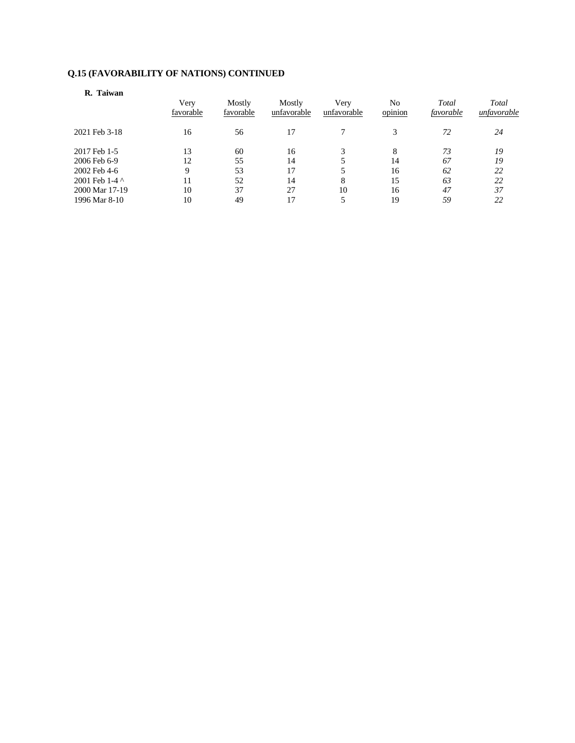**Q.15 (FAVORABILITY OF NATIONS) CONTINUED**

**R. Taiwan**

| | Very favorable | Mostly favorable | Mostly unfavorable | Very unfavorable | No opinion | *Total favorable* | *Total unfavorable* |
|---|---|---|---|---|---|---|---|
| 2021 Feb 3-18 | 16 | 56 | 17 | 7 | 3 | *72* | *24* |
| 2017 Feb 1-5 | 13 | 60 | 16 | 3 | 8 | *73* | *19* |
| 2006 Feb 6-9 | 12 | 55 | 14 | 5 | 14 | *67* | *19* |
| 2002 Feb 4-6 | 9 | 53 | 17 | 5 | 16 | *62* | *22* |
| 2001 Feb 1-4 ^ | 11 | 52 | 14 | 8 | 15 | *63* | *22* |
| 2000 Mar 17-19 | 10 | 37 | 27 | 10 | 16 | *47* | *37* |
| 1996 Mar 8-10 | 10 | 49 | 17 | 5 | 19 | *59* | *22* |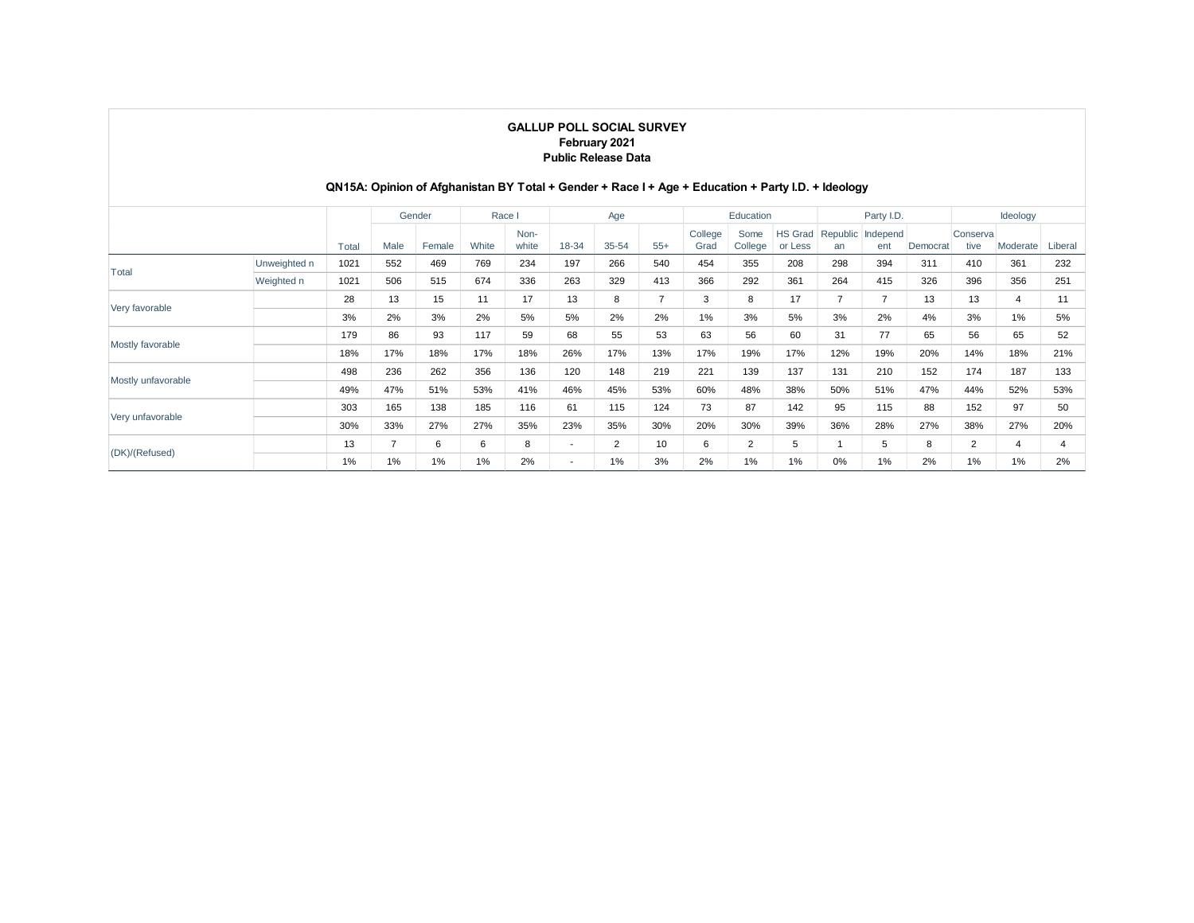**GALLUP POLL SOCIAL SURVEY**
**February 2021**
**Public Release Data**

**QN15A: Opinion of Afghanistan BY Total + Gender + Race I + Age + Education + Party I.D. + Ideology**

| | | | Gender | | Race I | | Age | | | Education | | | Party I.D. | | | Ideology | | |
|---|---|---|---|---|---|---|---|---|---|---|---|---|---|---|---|---|---|---|
| | | Total | Male | Female | White | Non-white | 18-34 | 35-54 | 55+ | College Grad | Some College | HS Grad or Less | Republican | Independent | Democrat | Conservative | Moderate | Liberal |
| Total | Unweighted n | 1021 | 552 | 469 | 769 | 234 | 197 | 266 | 540 | 454 | 355 | 208 | 298 | 394 | 311 | 410 | 361 | 232 |
| | Weighted n | 1021 | 506 | 515 | 674 | 336 | 263 | 329 | 413 | 366 | 292 | 361 | 264 | 415 | 326 | 396 | 356 | 251 |
| Very favorable | | 28 | 13 | 15 | 11 | 17 | 13 | 8 | 7 | 3 | 8 | 17 | 7 | 7 | 13 | 13 | 4 | 11 |
| | | 3% | 2% | 3% | 2% | 5% | 5% | 2% | 2% | 1% | 3% | 5% | 3% | 2% | 4% | 3% | 1% | 5% |
| Mostly favorable | | 179 | 86 | 93 | 117 | 59 | 68 | 55 | 53 | 63 | 56 | 60 | 31 | 77 | 65 | 56 | 65 | 52 |
| | | 18% | 17% | 18% | 17% | 18% | 26% | 17% | 13% | 17% | 19% | 17% | 12% | 19% | 20% | 14% | 18% | 21% |
| Mostly unfavorable | | 498 | 236 | 262 | 356 | 136 | 120 | 148 | 219 | 221 | 139 | 137 | 131 | 210 | 152 | 174 | 187 | 133 |
| | | 49% | 47% | 51% | 53% | 41% | 46% | 45% | 53% | 60% | 48% | 38% | 50% | 51% | 47% | 44% | 52% | 53% |
| Very unfavorable | | 303 | 165 | 138 | 185 | 116 | 61 | 115 | 124 | 73 | 87 | 142 | 95 | 115 | 88 | 152 | 97 | 50 |
| | | 30% | 33% | 27% | 27% | 35% | 23% | 35% | 30% | 20% | 30% | 39% | 36% | 28% | 27% | 38% | 27% | 20% |
| (DK)/(Refused) | | 13 | 7 | 6 | 6 | 8 | - | 2 | 10 | 6 | 2 | 5 | 1 | 5 | 8 | 2 | 4 | 4 |
| | | 1% | 1% | 1% | 1% | 2% | - | 1% | 3% | 2% | 1% | 1% | 0% | 1% | 2% | 1% | 1% | 2% |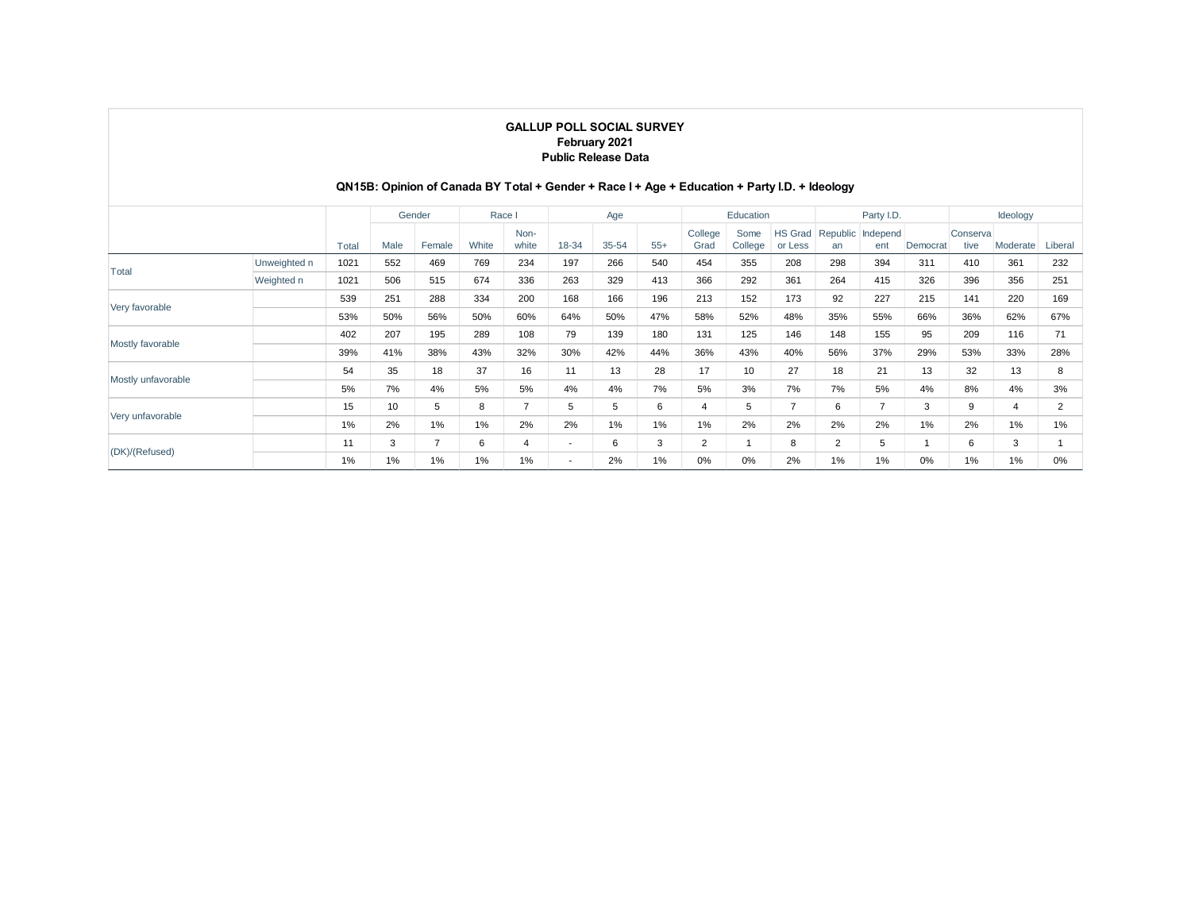**GALLUP POLL SOCIAL SURVEY**
**February 2021**
**Public Release Data**

**QN15B: Opinion of Canada BY Total + Gender + Race I + Age + Education + Party I.D. + Ideology**

| | | | Gender | | Race I | | Age | | | Education | | | Party I.D. | | | Ideology | | |
|---|---|---|---|---|---|---|---|---|---|---|---|---|---|---|---|---|---|---|
| | | Total | Male | Female | White | Non-white | 18-34 | 35-54 | 55+ | College Grad | Some College | HS Grad or Less | Republican | Independent | Democrat | Conservative | Moderate | Liberal |
| Total | Unweighted n | 1021 | 552 | 469 | 769 | 234 | 197 | 266 | 540 | 454 | 355 | 208 | 298 | 394 | 311 | 410 | 361 | 232 |
| | Weighted n | 1021 | 506 | 515 | 674 | 336 | 263 | 329 | 413 | 366 | 292 | 361 | 264 | 415 | 326 | 396 | 356 | 251 |
| Very favorable | | 539 | 251 | 288 | 334 | 200 | 168 | 166 | 196 | 213 | 152 | 173 | 92 | 227 | 215 | 141 | 220 | 169 |
| | | 53% | 50% | 56% | 50% | 60% | 64% | 50% | 47% | 58% | 52% | 48% | 35% | 55% | 66% | 36% | 62% | 67% |
| Mostly favorable | | 402 | 207 | 195 | 289 | 108 | 79 | 139 | 180 | 131 | 125 | 146 | 148 | 155 | 95 | 209 | 116 | 71 |
| | | 39% | 41% | 38% | 43% | 32% | 30% | 42% | 44% | 36% | 43% | 40% | 56% | 37% | 29% | 53% | 33% | 28% |
| Mostly unfavorable | | 54 | 35 | 18 | 37 | 16 | 11 | 13 | 28 | 17 | 10 | 27 | 18 | 21 | 13 | 32 | 13 | 8 |
| | | 5% | 7% | 4% | 5% | 5% | 4% | 4% | 7% | 5% | 3% | 7% | 7% | 5% | 4% | 8% | 4% | 3% |
| Very unfavorable | | 15 | 10 | 5 | 8 | 7 | 5 | 5 | 6 | 4 | 5 | 7 | 6 | 7 | 3 | 9 | 4 | 2 |
| | | 1% | 2% | 1% | 1% | 2% | 2% | 1% | 1% | 1% | 2% | 2% | 2% | 2% | 1% | 2% | 1% | 1% |
| (DK)/(Refused) | | 11 | 3 | 7 | 6 | 4 | - | 6 | 3 | 2 | 1 | 8 | 2 | 5 | 1 | 6 | 3 | 1 |
| | | 1% | 1% | 1% | 1% | 1% | - | 2% | 1% | 0% | 0% | 2% | 1% | 1% | 0% | 1% | 1% | 0% |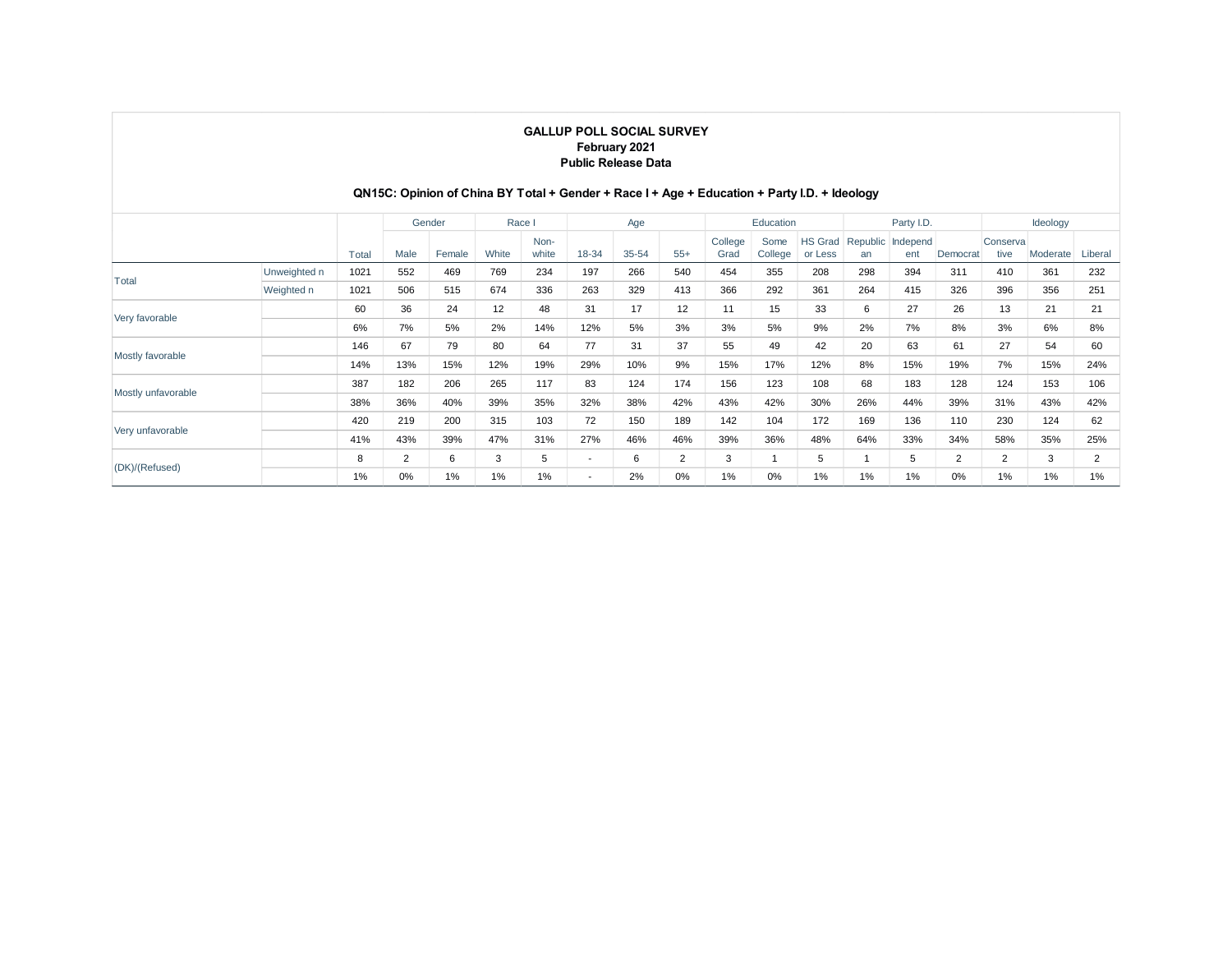**GALLUP POLL SOCIAL SURVEY**
**February 2021**
**Public Release Data**

**QN15C: Opinion of China BY Total + Gender + Race I + Age + Education + Party I.D. + Ideology**

| | | | Gender | | Race I | | Age | | | Education | | | Party I.D. | | | Ideology | | |
|---|---|---|---|---|---|---|---|---|---|---|---|---|---|---|---|---|---|---|
| | | Total | Male | Female | White | Non-white | 18-34 | 35-54 | 55+ | College Grad | Some College | HS Grad or Less | Republican | Independent | Democrat | Conservative | Moderate | Liberal |
| Total | Unweighted n | 1021 | 552 | 469 | 769 | 234 | 197 | 266 | 540 | 454 | 355 | 208 | 298 | 394 | 311 | 410 | 361 | 232 |
| | Weighted n | 1021 | 506 | 515 | 674 | 336 | 263 | 329 | 413 | 366 | 292 | 361 | 264 | 415 | 326 | 396 | 356 | 251 |
| Very favorable | | 60 | 36 | 24 | 12 | 48 | 31 | 17 | 12 | 11 | 15 | 33 | 6 | 27 | 26 | 13 | 21 | 21 |
| | | 6% | 7% | 5% | 2% | 14% | 12% | 5% | 3% | 3% | 5% | 9% | 2% | 7% | 8% | 3% | 6% | 8% |
| Mostly favorable | | 146 | 67 | 79 | 80 | 64 | 77 | 31 | 37 | 55 | 49 | 42 | 20 | 63 | 61 | 27 | 54 | 60 |
| | | 14% | 13% | 15% | 12% | 19% | 29% | 10% | 9% | 15% | 17% | 12% | 8% | 15% | 19% | 7% | 15% | 24% |
| Mostly unfavorable | | 387 | 182 | 206 | 265 | 117 | 83 | 124 | 174 | 156 | 123 | 108 | 68 | 183 | 128 | 124 | 153 | 106 |
| | | 38% | 36% | 40% | 39% | 35% | 32% | 38% | 42% | 43% | 42% | 30% | 26% | 44% | 39% | 31% | 43% | 42% |
| Very unfavorable | | 420 | 219 | 200 | 315 | 103 | 72 | 150 | 189 | 142 | 104 | 172 | 169 | 136 | 110 | 230 | 124 | 62 |
| | | 41% | 43% | 39% | 47% | 31% | 27% | 46% | 46% | 39% | 36% | 48% | 64% | 33% | 34% | 58% | 35% | 25% |
| (DK)/(Refused) | | 8 | 2 | 6 | 3 | 5 | - | 6 | 2 | 3 | 1 | 5 | 1 | 5 | 2 | 2 | 3 | 2 |
| | | 1% | 0% | 1% | 1% | 1% | - | 2% | 0% | 1% | 0% | 1% | 1% | 1% | 0% | 1% | 1% | 1% |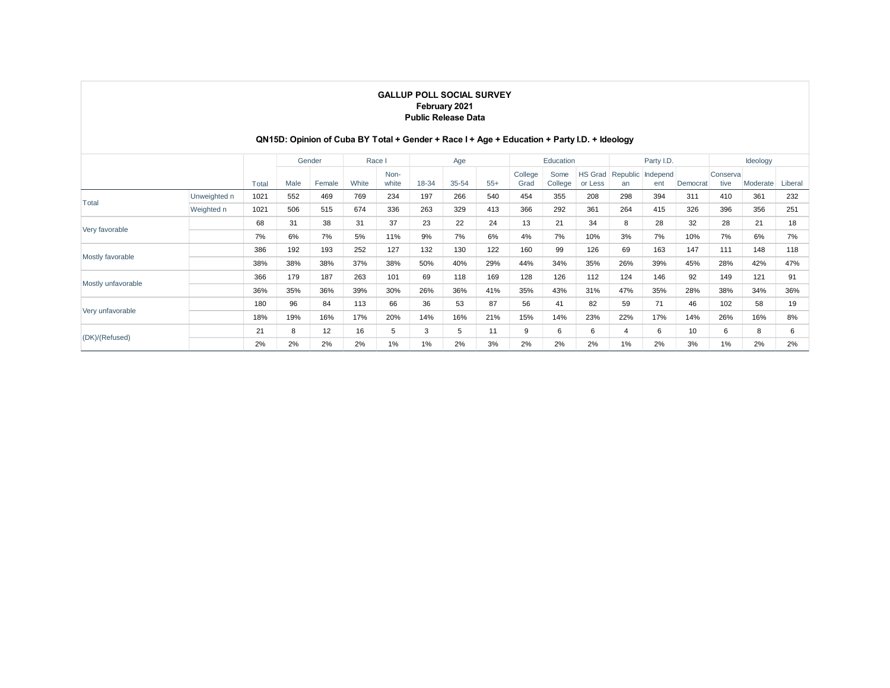**GALLUP POLL SOCIAL SURVEY**
**February 2021**
**Public Release Data**

**QN15D: Opinion of Cuba BY Total + Gender + Race I + Age + Education + Party I.D. + Ideology**

| | | | Gender | | Race I | | Age | | | Education | | | Party I.D. | | | Ideology | | |
|---|---|---|---|---|---|---|---|---|---|---|---|---|---|---|---|---|---|---|
| | | Total | Male | Female | White | Non-white | 18-34 | 35-54 | 55+ | College Grad | Some College | HS Grad or Less | Republican | Independent | Democrat | Conservative | Moderate | Liberal |
| Total | Unweighted n | 1021 | 552 | 469 | 769 | 234 | 197 | 266 | 540 | 454 | 355 | 208 | 298 | 394 | 311 | 410 | 361 | 232 |
| | Weighted n | 1021 | 506 | 515 | 674 | 336 | 263 | 329 | 413 | 366 | 292 | 361 | 264 | 415 | 326 | 396 | 356 | 251 |
| Very favorable | | 68 | 31 | 38 | 31 | 37 | 23 | 22 | 24 | 13 | 21 | 34 | 8 | 28 | 32 | 28 | 21 | 18 |
| | | 7% | 6% | 7% | 5% | 11% | 9% | 7% | 6% | 4% | 7% | 10% | 3% | 7% | 10% | 7% | 6% | 7% |
| Mostly favorable | | 386 | 192 | 193 | 252 | 127 | 132 | 130 | 122 | 160 | 99 | 126 | 69 | 163 | 147 | 111 | 148 | 118 |
| | | 38% | 38% | 38% | 37% | 38% | 50% | 40% | 29% | 44% | 34% | 35% | 26% | 39% | 45% | 28% | 42% | 47% |
| Mostly unfavorable | | 366 | 179 | 187 | 263 | 101 | 69 | 118 | 169 | 128 | 126 | 112 | 124 | 146 | 92 | 149 | 121 | 91 |
| | | 36% | 35% | 36% | 39% | 30% | 26% | 36% | 41% | 35% | 43% | 31% | 47% | 35% | 28% | 38% | 34% | 36% |
| Very unfavorable | | 180 | 96 | 84 | 113 | 66 | 36 | 53 | 87 | 56 | 41 | 82 | 59 | 71 | 46 | 102 | 58 | 19 |
| | | 18% | 19% | 16% | 17% | 20% | 14% | 16% | 21% | 15% | 14% | 23% | 22% | 17% | 14% | 26% | 16% | 8% |
| (DK)/(Refused) | | 21 | 8 | 12 | 16 | 5 | 3 | 5 | 11 | 9 | 6 | 6 | 4 | 6 | 10 | 6 | 8 | 6 |
| | | 2% | 2% | 2% | 2% | 1% | 1% | 2% | 3% | 2% | 2% | 2% | 1% | 2% | 3% | 1% | 2% | 2% |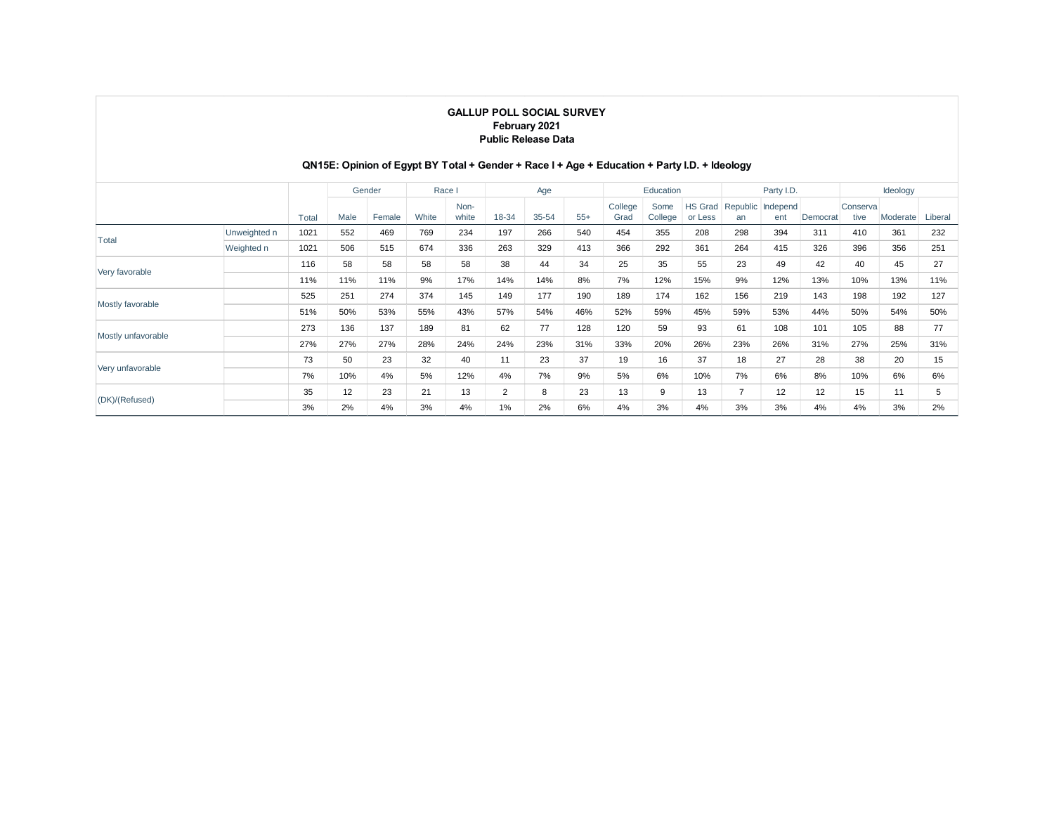**GALLUP POLL SOCIAL SURVEY**
**February 2021**
**Public Release Data**

**QN15E: Opinion of Egypt BY Total + Gender + Race I + Age + Education + Party I.D. + Ideology**

| | | | Gender | | Race I | | Age | | | Education | | | Party I.D. | | | Ideology | | |
|---|---|---|---|---|---|---|---|---|---|---|---|---|---|---|---|---|---|---|
| | | Total | Male | Female | White | Non-white | 18-34 | 35-54 | 55+ | College Grad | Some College | HS Grad or Less | Republican | Independent | Democrat | Conservative | Moderate | Liberal |
| Total | Unweighted n | 1021 | 552 | 469 | 769 | 234 | 197 | 266 | 540 | 454 | 355 | 208 | 298 | 394 | 311 | 410 | 361 | 232 |
| | Weighted n | 1021 | 506 | 515 | 674 | 336 | 263 | 329 | 413 | 366 | 292 | 361 | 264 | 415 | 326 | 396 | 356 | 251 |
| Very favorable | | 116 | 58 | 58 | 58 | 58 | 38 | 44 | 34 | 25 | 35 | 55 | 23 | 49 | 42 | 40 | 45 | 27 |
| | | 11% | 11% | 11% | 9% | 17% | 14% | 14% | 8% | 7% | 12% | 15% | 9% | 12% | 13% | 10% | 13% | 11% |
| Mostly favorable | | 525 | 251 | 274 | 374 | 145 | 149 | 177 | 190 | 189 | 174 | 162 | 156 | 219 | 143 | 198 | 192 | 127 |
| | | 51% | 50% | 53% | 55% | 43% | 57% | 54% | 46% | 52% | 59% | 45% | 59% | 53% | 44% | 50% | 54% | 50% |
| Mostly unfavorable | | 273 | 136 | 137 | 189 | 81 | 62 | 77 | 128 | 120 | 59 | 93 | 61 | 108 | 101 | 105 | 88 | 77 |
| | | 27% | 27% | 27% | 28% | 24% | 24% | 23% | 31% | 33% | 20% | 26% | 23% | 26% | 31% | 27% | 25% | 31% |
| Very unfavorable | | 73 | 50 | 23 | 32 | 40 | 11 | 23 | 37 | 19 | 16 | 37 | 18 | 27 | 28 | 38 | 20 | 15 |
| | | 7% | 10% | 4% | 5% | 12% | 4% | 7% | 9% | 5% | 6% | 10% | 7% | 6% | 8% | 10% | 6% | 6% |
| (DK)/(Refused) | | 35 | 12 | 23 | 21 | 13 | 2 | 8 | 23 | 13 | 9 | 13 | 7 | 12 | 12 | 15 | 11 | 5 |
| | | 3% | 2% | 4% | 3% | 4% | 1% | 2% | 6% | 4% | 3% | 4% | 3% | 3% | 4% | 4% | 3% | 2% |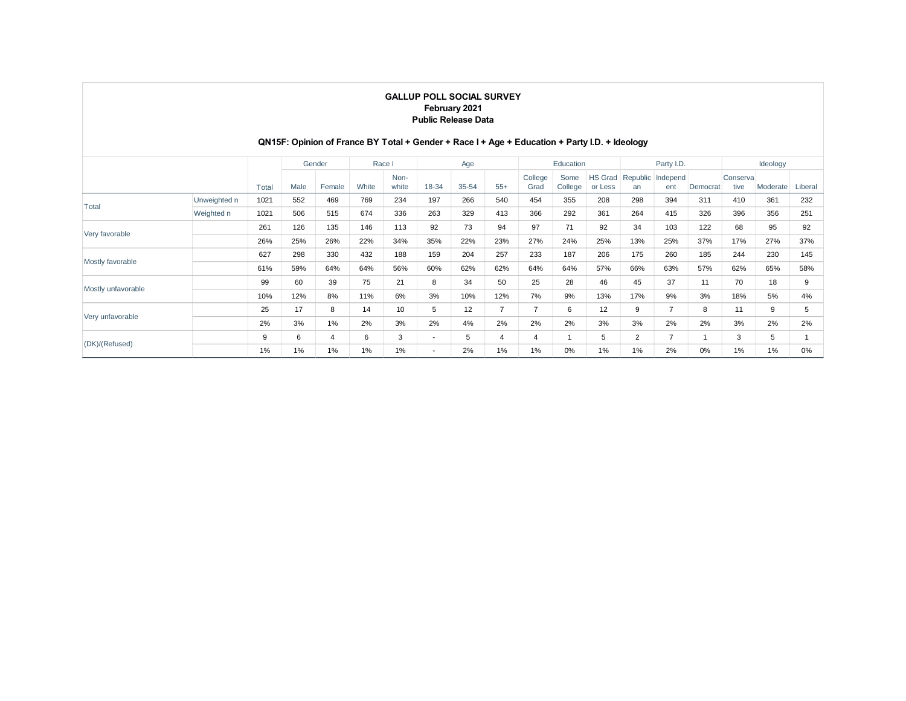**GALLUP POLL SOCIAL SURVEY**
**February 2021**
**Public Release Data**

**QN15F: Opinion of France BY Total + Gender + Race I + Age + Education + Party I.D. + Ideology**

| | | | Gender | | Race I | | Age | | | Education | | | Party I.D. | | | Ideology | | |
|---|---|---|---|---|---|---|---|---|---|---|---|---|---|---|---|---|---|---|
| | | Total | Male | Female | White | Non-white | 18-34 | 35-54 | 55+ | College Grad | Some College | HS Grad or Less | Republican | Independent | Democrat | Conservative | Moderate | Liberal |
| Total | Unweighted n | 1021 | 552 | 469 | 769 | 234 | 197 | 266 | 540 | 454 | 355 | 208 | 298 | 394 | 311 | 410 | 361 | 232 |
| | Weighted n | 1021 | 506 | 515 | 674 | 336 | 263 | 329 | 413 | 366 | 292 | 361 | 264 | 415 | 326 | 396 | 356 | 251 |
| Very favorable | | 261 | 126 | 135 | 146 | 113 | 92 | 73 | 94 | 97 | 71 | 92 | 34 | 103 | 122 | 68 | 95 | 92 |
| | | 26% | 25% | 26% | 22% | 34% | 35% | 22% | 23% | 27% | 24% | 25% | 13% | 25% | 37% | 17% | 27% | 37% |
| Mostly favorable | | 627 | 298 | 330 | 432 | 188 | 159 | 204 | 257 | 233 | 187 | 206 | 175 | 260 | 185 | 244 | 230 | 145 |
| | | 61% | 59% | 64% | 64% | 56% | 60% | 62% | 62% | 64% | 64% | 57% | 66% | 63% | 57% | 62% | 65% | 58% |
| Mostly unfavorable | | 99 | 60 | 39 | 75 | 21 | 8 | 34 | 50 | 25 | 28 | 46 | 45 | 37 | 11 | 70 | 18 | 9 |
| | | 10% | 12% | 8% | 11% | 6% | 3% | 10% | 12% | 7% | 9% | 13% | 17% | 9% | 3% | 18% | 5% | 4% |
| Very unfavorable | | 25 | 17 | 8 | 14 | 10 | 5 | 12 | 7 | 7 | 6 | 12 | 9 | 7 | 8 | 11 | 9 | 5 |
| | | 2% | 3% | 1% | 2% | 3% | 2% | 4% | 2% | 2% | 2% | 3% | 3% | 2% | 2% | 3% | 2% | 2% |
| (DK)/(Refused) | | 9 | 6 | 4 | 6 | 3 | - | 5 | 4 | 4 | 1 | 5 | 2 | 7 | 1 | 3 | 5 | 1 |
| | | 1% | 1% | 1% | 1% | 1% | - | 2% | 1% | 1% | 0% | 1% | 1% | 2% | 0% | 1% | 1% | 0% |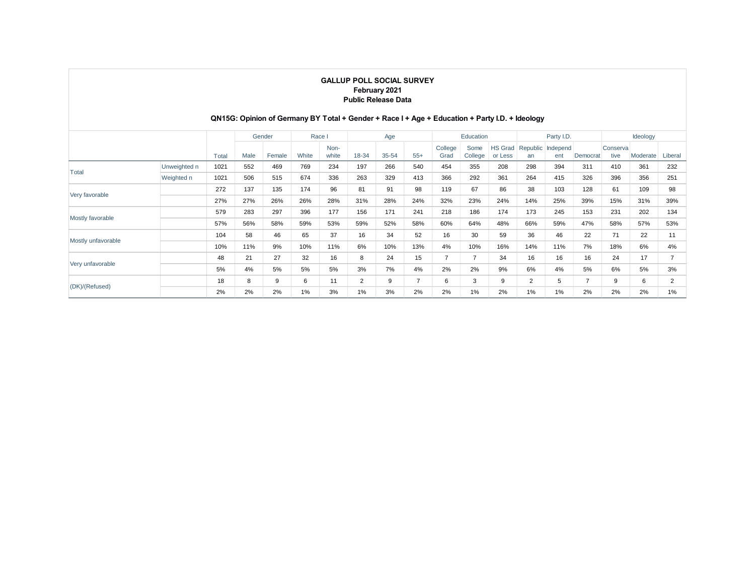**GALLUP POLL SOCIAL SURVEY**
**February 2021**
**Public Release Data**

**QN15G: Opinion of Germany BY Total + Gender + Race I + Age + Education + Party I.D. + Ideology**

| | | | Gender | | Race I | | Age | | | Education | | | Party I.D. | | | Ideology | | |
|---|---|---|---|---|---|---|---|---|---|---|---|---|---|---|---|---|---|---|
| | | Total | Male | Female | White | Non-white | 18-34 | 35-54 | 55+ | College Grad | Some College | HS Grad or Less | Republican | Independent | Democrat | Conservative | Moderate | Liberal |
| Total | Unweighted n | 1021 | 552 | 469 | 769 | 234 | 197 | 266 | 540 | 454 | 355 | 208 | 298 | 394 | 311 | 410 | 361 | 232 |
| | Weighted n | 1021 | 506 | 515 | 674 | 336 | 263 | 329 | 413 | 366 | 292 | 361 | 264 | 415 | 326 | 396 | 356 | 251 |
| Very favorable | | 272 | 137 | 135 | 174 | 96 | 81 | 91 | 98 | 119 | 67 | 86 | 38 | 103 | 128 | 61 | 109 | 98 |
| | | 27% | 27% | 26% | 26% | 28% | 31% | 28% | 24% | 32% | 23% | 24% | 14% | 25% | 39% | 15% | 31% | 39% |
| Mostly favorable | | 579 | 283 | 297 | 396 | 177 | 156 | 171 | 241 | 218 | 186 | 174 | 173 | 245 | 153 | 231 | 202 | 134 |
| | | 57% | 56% | 58% | 59% | 53% | 59% | 52% | 58% | 60% | 64% | 48% | 66% | 59% | 47% | 58% | 57% | 53% |
| Mostly unfavorable | | 104 | 58 | 46 | 65 | 37 | 16 | 34 | 52 | 16 | 30 | 59 | 36 | 46 | 22 | 71 | 22 | 11 |
| | | 10% | 11% | 9% | 10% | 11% | 6% | 10% | 13% | 4% | 10% | 16% | 14% | 11% | 7% | 18% | 6% | 4% |
| Very unfavorable | | 48 | 21 | 27 | 32 | 16 | 8 | 24 | 15 | 7 | 7 | 34 | 16 | 16 | 16 | 24 | 17 | 7 |
| | | 5% | 4% | 5% | 5% | 5% | 3% | 7% | 4% | 2% | 2% | 9% | 6% | 4% | 5% | 6% | 5% | 3% |
| (DK)/(Refused) | | 18 | 8 | 9 | 6 | 11 | 2 | 9 | 7 | 6 | 3 | 9 | 2 | 5 | 7 | 9 | 6 | 2 |
| | | 2% | 2% | 2% | 1% | 3% | 1% | 3% | 2% | 2% | 1% | 2% | 1% | 1% | 2% | 2% | 2% | 1% |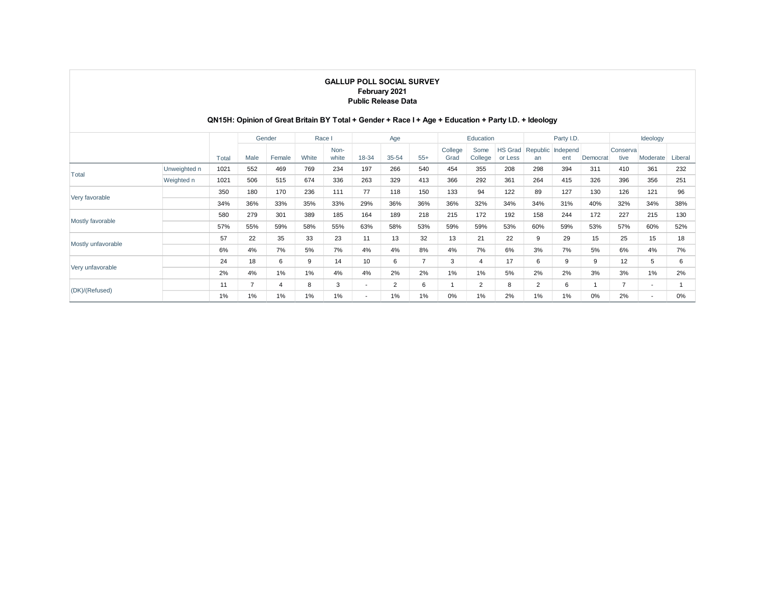**GALLUP POLL SOCIAL SURVEY**
**February 2021**
**Public Release Data**

**QN15H: Opinion of Great Britain BY Total + Gender + Race I + Age + Education + Party I.D. + Ideology**

| | | | Gender | | Race I | | Age | | | Education | | | Party I.D. | | | Ideology | | |
|---|---|---|---|---|---|---|---|---|---|---|---|---|---|---|---|---|---|---|
| | | Total | Male | Female | White | Non-white | 18-34 | 35-54 | 55+ | College Grad | Some College | HS Grad or Less | Republican | Independent | Democrat | Conservative | Moderate | Liberal |
| Total | Unweighted n | 1021 | 552 | 469 | 769 | 234 | 197 | 266 | 540 | 454 | 355 | 208 | 298 | 394 | 311 | 410 | 361 | 232 |
| | Weighted n | 1021 | 506 | 515 | 674 | 336 | 263 | 329 | 413 | 366 | 292 | 361 | 264 | 415 | 326 | 396 | 356 | 251 |
| Very favorable | | 350 | 180 | 170 | 236 | 111 | 77 | 118 | 150 | 133 | 94 | 122 | 89 | 127 | 130 | 126 | 121 | 96 |
| | | 34% | 36% | 33% | 35% | 33% | 29% | 36% | 36% | 36% | 32% | 34% | 34% | 31% | 40% | 32% | 34% | 38% |
| Mostly favorable | | 580 | 279 | 301 | 389 | 185 | 164 | 189 | 218 | 215 | 172 | 192 | 158 | 244 | 172 | 227 | 215 | 130 |
| | | 57% | 55% | 59% | 58% | 55% | 63% | 58% | 53% | 59% | 59% | 53% | 60% | 59% | 53% | 57% | 60% | 52% |
| Mostly unfavorable | | 57 | 22 | 35 | 33 | 23 | 11 | 13 | 32 | 13 | 21 | 22 | 9 | 29 | 15 | 25 | 15 | 18 |
| | | 6% | 4% | 7% | 5% | 7% | 4% | 4% | 8% | 4% | 7% | 6% | 3% | 7% | 5% | 6% | 4% | 7% |
| Very unfavorable | | 24 | 18 | 6 | 9 | 14 | 10 | 6 | 7 | 3 | 4 | 17 | 6 | 9 | 9 | 12 | 5 | 6 |
| | | 2% | 4% | 1% | 1% | 4% | 4% | 2% | 2% | 1% | 1% | 5% | 2% | 2% | 3% | 3% | 1% | 2% |
| (DK)/(Refused) | | 11 | 7 | 4 | 8 | 3 | - | 2 | 6 | 1 | 2 | 8 | 2 | 6 | 1 | 7 | - | 1 |
| | | 1% | 1% | 1% | 1% | 1% | - | 1% | 1% | 0% | 1% | 2% | 1% | 1% | 0% | 2% | - | 0% |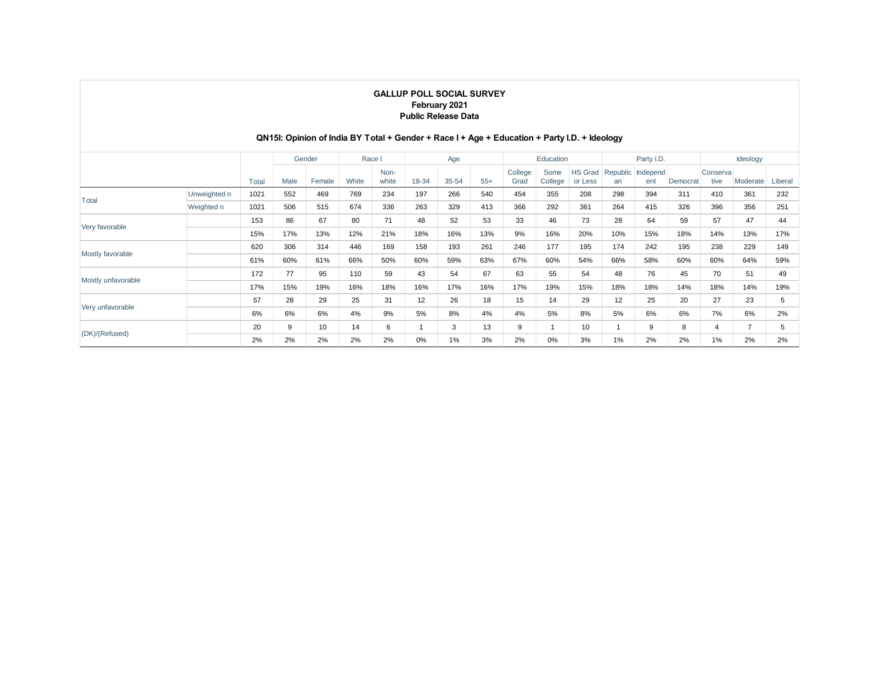**GALLUP POLL SOCIAL SURVEY**
**February 2021**
**Public Release Data**

**QN15I: Opinion of India BY Total + Gender + Race I + Age + Education + Party I.D. + Ideology**

| | | | Gender | | Race I | | Age | | | Education | | | Party I.D. | | | Ideology | | |
|---|---|---|---|---|---|---|---|---|---|---|---|---|---|---|---|---|---|---|
| | | Total | Male | Female | White | Non-white | 18-34 | 35-54 | 55+ | College Grad | Some College | HS Grad or Less | Republican | Independent | Democrat | Conservative | Moderate | Liberal |
| Total | Unweighted n | 1021 | 552 | 469 | 769 | 234 | 197 | 266 | 540 | 454 | 355 | 208 | 298 | 394 | 311 | 410 | 361 | 232 |
| | Weighted n | 1021 | 506 | 515 | 674 | 336 | 263 | 329 | 413 | 366 | 292 | 361 | 264 | 415 | 326 | 396 | 356 | 251 |
| Very favorable | | 153 | 86 | 67 | 80 | 71 | 48 | 52 | 53 | 33 | 46 | 73 | 28 | 64 | 59 | 57 | 47 | 44 |
| | | 15% | 17% | 13% | 12% | 21% | 18% | 16% | 13% | 9% | 16% | 20% | 10% | 15% | 18% | 14% | 13% | 17% |
| Mostly favorable | | 620 | 306 | 314 | 446 | 169 | 158 | 193 | 261 | 246 | 177 | 195 | 174 | 242 | 195 | 238 | 229 | 149 |
| | | 61% | 60% | 61% | 66% | 50% | 60% | 59% | 63% | 67% | 60% | 54% | 66% | 58% | 60% | 60% | 64% | 59% |
| Mostly unfavorable | | 172 | 77 | 95 | 110 | 59 | 43 | 54 | 67 | 63 | 55 | 54 | 48 | 76 | 45 | 70 | 51 | 49 |
| | | 17% | 15% | 19% | 16% | 18% | 16% | 17% | 16% | 17% | 19% | 15% | 18% | 18% | 14% | 18% | 14% | 19% |
| Very unfavorable | | 57 | 28 | 29 | 25 | 31 | 12 | 26 | 18 | 15 | 14 | 29 | 12 | 25 | 20 | 27 | 23 | 5 |
| | | 6% | 6% | 6% | 4% | 9% | 5% | 8% | 4% | 4% | 5% | 8% | 5% | 6% | 6% | 7% | 6% | 2% |
| (DK)/(Refused) | | 20 | 9 | 10 | 14 | 6 | 1 | 3 | 13 | 9 | 1 | 10 | 1 | 9 | 8 | 4 | 7 | 5 |
| | | 2% | 2% | 2% | 2% | 2% | 0% | 1% | 3% | 2% | 0% | 3% | 1% | 2% | 2% | 1% | 2% | 2% |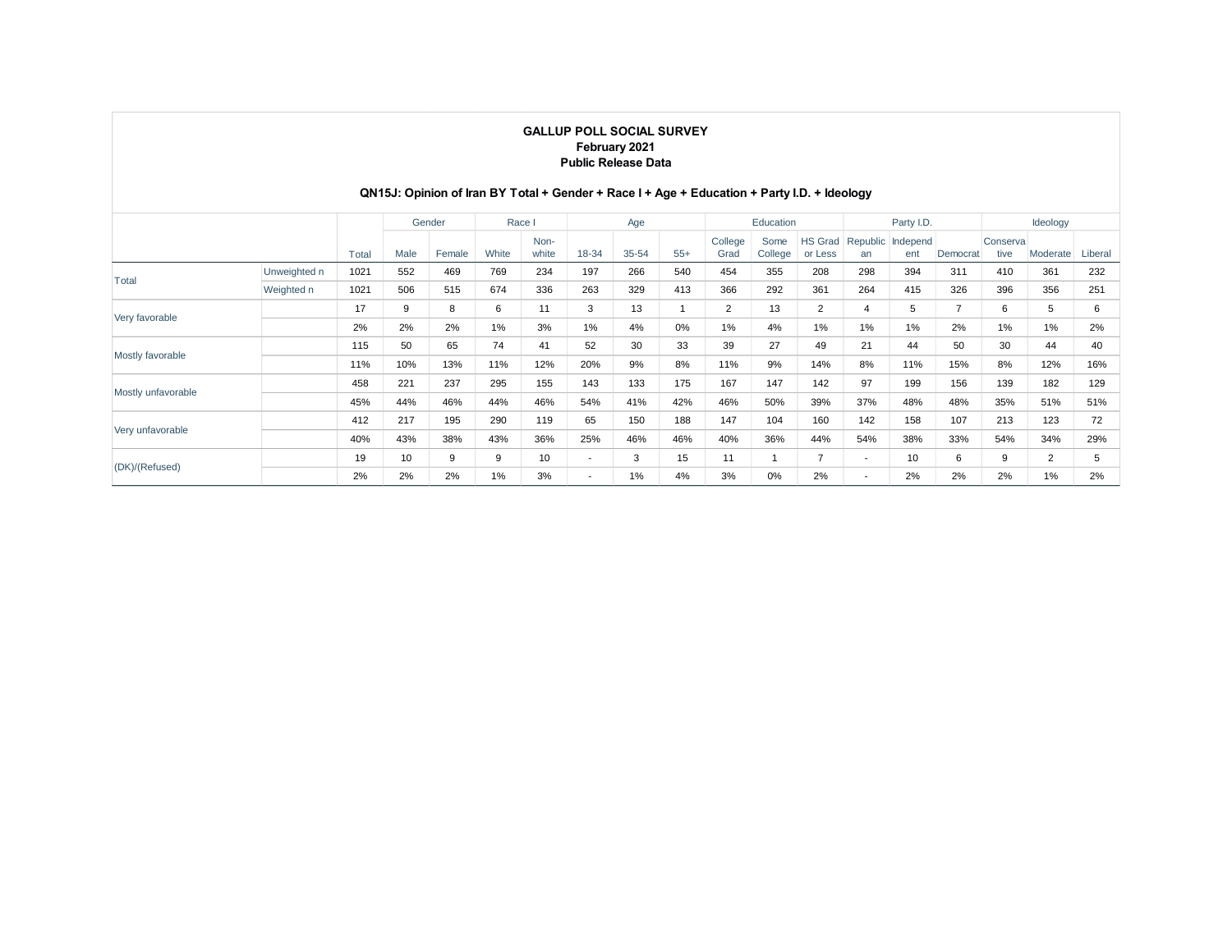**GALLUP POLL SOCIAL SURVEY**
**February 2021**
**Public Release Data**

**QN15J: Opinion of Iran BY Total + Gender + Race I + Age + Education + Party I.D. + Ideology**

| | | | Gender | | Race I | | Age | | | Education | | | Party I.D. | | | Ideology | | |
|---|---|---|---|---|---|---|---|---|---|---|---|---|---|---|---|---|---|---|
| | | Total | Male | Female | White | Non-white | 18-34 | 35-54 | 55+ | College Grad | Some College | HS Grad or Less | Republican | Independent | Democrat | Conservative | Moderate | Liberal |
| Total | Unweighted n | 1021 | 552 | 469 | 769 | 234 | 197 | 266 | 540 | 454 | 355 | 208 | 298 | 394 | 311 | 410 | 361 | 232 |
| | Weighted n | 1021 | 506 | 515 | 674 | 336 | 263 | 329 | 413 | 366 | 292 | 361 | 264 | 415 | 326 | 396 | 356 | 251 |
| Very favorable | | 17 | 9 | 8 | 6 | 11 | 3 | 13 | 1 | 2 | 13 | 2 | 4 | 5 | 7 | 6 | 5 | 6 |
| | | 2% | 2% | 2% | 1% | 3% | 1% | 4% | 0% | 1% | 4% | 1% | 1% | 1% | 2% | 1% | 1% | 2% |
| Mostly favorable | | 115 | 50 | 65 | 74 | 41 | 52 | 30 | 33 | 39 | 27 | 49 | 21 | 44 | 50 | 30 | 44 | 40 |
| | | 11% | 10% | 13% | 11% | 12% | 20% | 9% | 8% | 11% | 9% | 14% | 8% | 11% | 15% | 8% | 12% | 16% |
| Mostly unfavorable | | 458 | 221 | 237 | 295 | 155 | 143 | 133 | 175 | 167 | 147 | 142 | 97 | 199 | 156 | 139 | 182 | 129 |
| | | 45% | 44% | 46% | 44% | 46% | 54% | 41% | 42% | 46% | 50% | 39% | 37% | 48% | 48% | 35% | 51% | 51% |
| Very unfavorable | | 412 | 217 | 195 | 290 | 119 | 65 | 150 | 188 | 147 | 104 | 160 | 142 | 158 | 107 | 213 | 123 | 72 |
| | | 40% | 43% | 38% | 43% | 36% | 25% | 46% | 46% | 40% | 36% | 44% | 54% | 38% | 33% | 54% | 34% | 29% |
| (DK)/(Refused) | | 19 | 10 | 9 | 9 | 10 | - | 3 | 15 | 11 | 1 | 7 | - | 10 | 6 | 9 | 2 | 5 |
| | | 2% | 2% | 2% | 1% | 3% | - | 1% | 4% | 3% | 0% | 2% | - | 2% | 2% | 2% | 1% | 2% |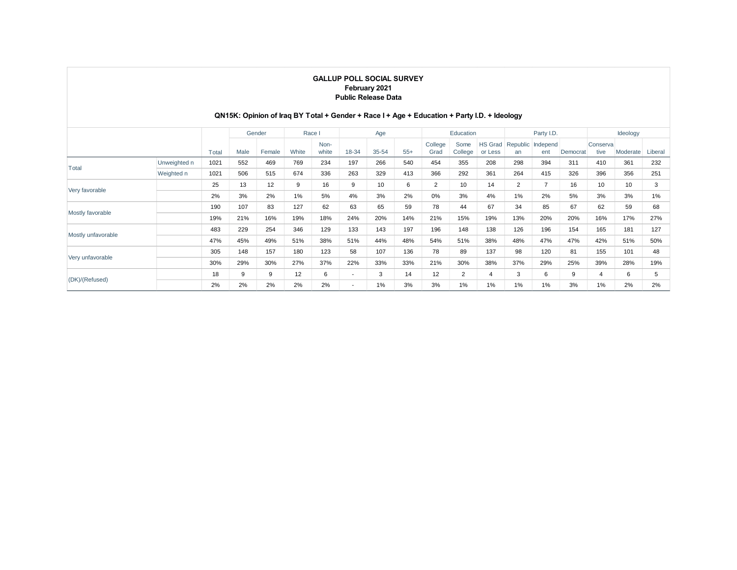**GALLUP POLL SOCIAL SURVEY**
**February 2021**
**Public Release Data**

**QN15K: Opinion of Iraq BY Total + Gender + Race I + Age + Education + Party I.D. + Ideology**

| | | | Gender | | Race I | | Age | | | Education | | | Party I.D. | | | Ideology | | |
|---|---|---|---|---|---|---|---|---|---|---|---|---|---|---|---|---|---|---|
| | | Total | Male | Female | White | Non-white | 18-34 | 35-54 | 55+ | College Grad | Some College | HS Grad or Less | Republican | Independent | Democrat | Conservative | Moderate | Liberal |
| Total | Unweighted n | 1021 | 552 | 469 | 769 | 234 | 197 | 266 | 540 | 454 | 355 | 208 | 298 | 394 | 311 | 410 | 361 | 232 |
| | Weighted n | 1021 | 506 | 515 | 674 | 336 | 263 | 329 | 413 | 366 | 292 | 361 | 264 | 415 | 326 | 396 | 356 | 251 |
| Very favorable | | 25 | 13 | 12 | 9 | 16 | 9 | 10 | 6 | 2 | 10 | 14 | 2 | 7 | 16 | 10 | 10 | 3 |
| | | 2% | 3% | 2% | 1% | 5% | 4% | 3% | 2% | 0% | 3% | 4% | 1% | 2% | 5% | 3% | 3% | 1% |
| Mostly favorable | | 190 | 107 | 83 | 127 | 62 | 63 | 65 | 59 | 78 | 44 | 67 | 34 | 85 | 67 | 62 | 59 | 68 |
| | | 19% | 21% | 16% | 19% | 18% | 24% | 20% | 14% | 21% | 15% | 19% | 13% | 20% | 20% | 16% | 17% | 27% |
| Mostly unfavorable | | 483 | 229 | 254 | 346 | 129 | 133 | 143 | 197 | 196 | 148 | 138 | 126 | 196 | 154 | 165 | 181 | 127 |
| | | 47% | 45% | 49% | 51% | 38% | 51% | 44% | 48% | 54% | 51% | 38% | 48% | 47% | 47% | 42% | 51% | 50% |
| Very unfavorable | | 305 | 148 | 157 | 180 | 123 | 58 | 107 | 136 | 78 | 89 | 137 | 98 | 120 | 81 | 155 | 101 | 48 |
| | | 30% | 29% | 30% | 27% | 37% | 22% | 33% | 33% | 21% | 30% | 38% | 37% | 29% | 25% | 39% | 28% | 19% |
| (DK)/(Refused) | | 18 | 9 | 9 | 12 | 6 | - | 3 | 14 | 12 | 2 | 4 | 3 | 6 | 9 | 4 | 6 | 5 |
| | | 2% | 2% | 2% | 2% | 2% | - | 1% | 3% | 3% | 1% | 1% | 1% | 1% | 3% | 1% | 2% | 2% |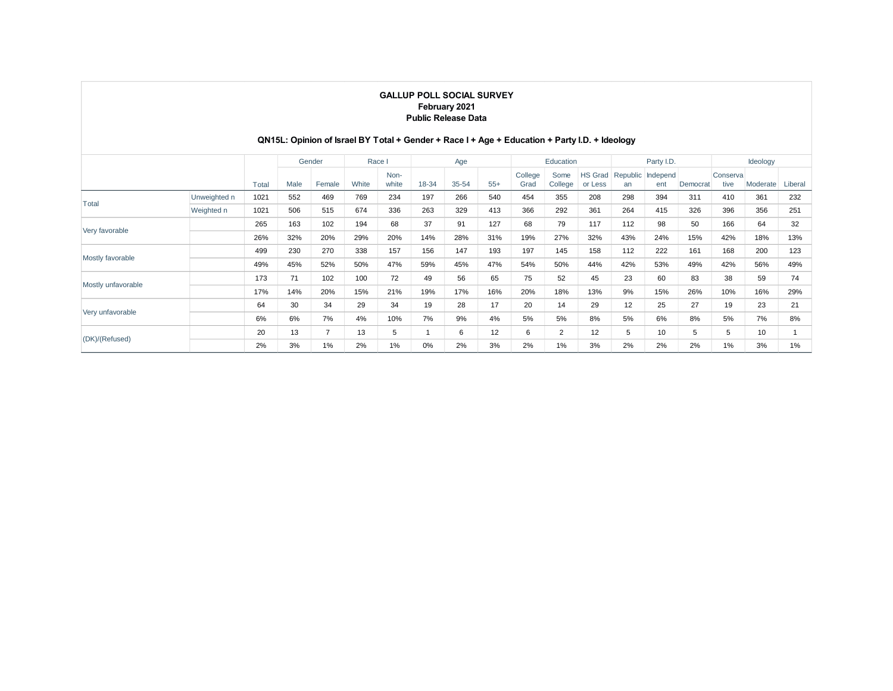**GALLUP POLL SOCIAL SURVEY**
**February 2021**
**Public Release Data**

**QN15L: Opinion of Israel BY Total + Gender + Race I + Age + Education + Party I.D. + Ideology**

| | | | Gender | | Race I | | Age | | | Education | | | Party I.D. | | | Ideology | | |
|---|---|---|---|---|---|---|---|---|---|---|---|---|---|---|---|---|---|---|
| | | Total | Male | Female | White | Non-white | 18-34 | 35-54 | 55+ | College Grad | Some College | HS Grad or Less | Republican | Independent | Democrat | Conservative | Moderate | Liberal |
| Total | Unweighted n | 1021 | 552 | 469 | 769 | 234 | 197 | 266 | 540 | 454 | 355 | 208 | 298 | 394 | 311 | 410 | 361 | 232 |
| | Weighted n | 1021 | 506 | 515 | 674 | 336 | 263 | 329 | 413 | 366 | 292 | 361 | 264 | 415 | 326 | 396 | 356 | 251 |
| Very favorable | | 265 | 163 | 102 | 194 | 68 | 37 | 91 | 127 | 68 | 79 | 117 | 112 | 98 | 50 | 166 | 64 | 32 |
| | | 26% | 32% | 20% | 29% | 20% | 14% | 28% | 31% | 19% | 27% | 32% | 43% | 24% | 15% | 42% | 18% | 13% |
| Mostly favorable | | 499 | 230 | 270 | 338 | 157 | 156 | 147 | 193 | 197 | 145 | 158 | 112 | 222 | 161 | 168 | 200 | 123 |
| | | 49% | 45% | 52% | 50% | 47% | 59% | 45% | 47% | 54% | 50% | 44% | 42% | 53% | 49% | 42% | 56% | 49% |
| Mostly unfavorable | | 173 | 71 | 102 | 100 | 72 | 49 | 56 | 65 | 75 | 52 | 45 | 23 | 60 | 83 | 38 | 59 | 74 |
| | | 17% | 14% | 20% | 15% | 21% | 19% | 17% | 16% | 20% | 18% | 13% | 9% | 15% | 26% | 10% | 16% | 29% |
| Very unfavorable | | 64 | 30 | 34 | 29 | 34 | 19 | 28 | 17 | 20 | 14 | 29 | 12 | 25 | 27 | 19 | 23 | 21 |
| | | 6% | 6% | 7% | 4% | 10% | 7% | 9% | 4% | 5% | 5% | 8% | 5% | 6% | 8% | 5% | 7% | 8% |
| (DK)/(Refused) | | 20 | 13 | 7 | 13 | 5 | 1 | 6 | 12 | 6 | 2 | 12 | 5 | 10 | 5 | 5 | 10 | 1 |
| | | 2% | 3% | 1% | 2% | 1% | 0% | 2% | 3% | 2% | 1% | 3% | 2% | 2% | 2% | 1% | 3% | 1% |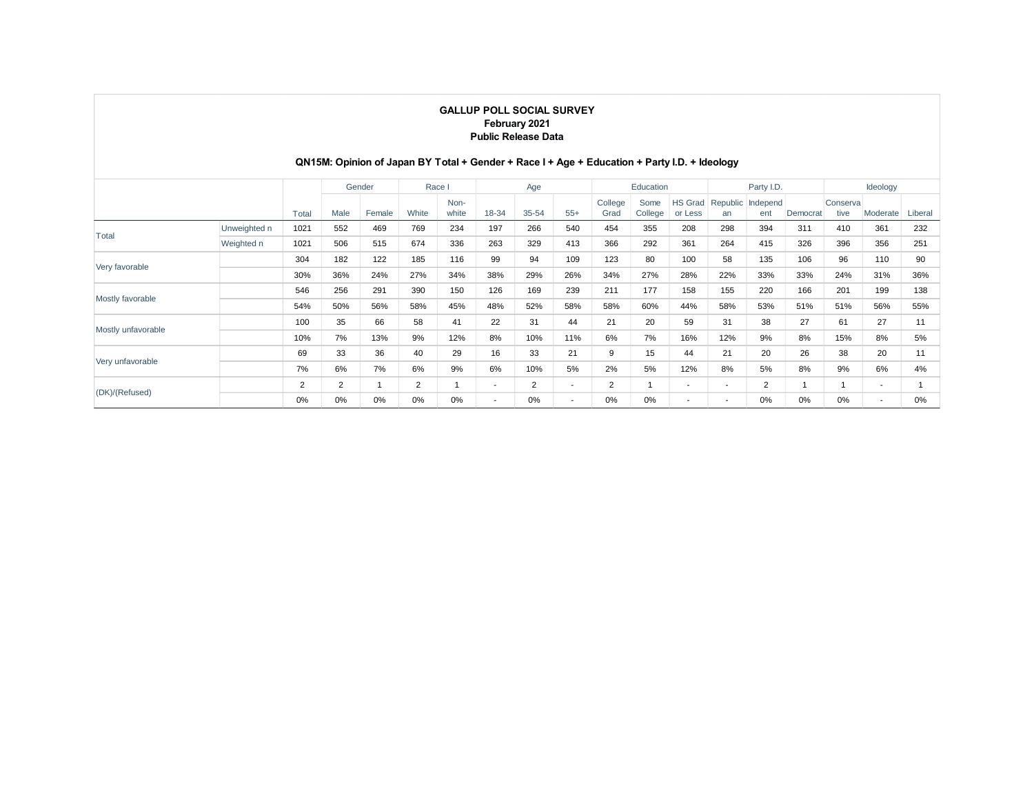**GALLUP POLL SOCIAL SURVEY**
**February 2021**
**Public Release Data**

**QN15M: Opinion of Japan BY Total + Gender + Race I + Age + Education + Party I.D. + Ideology**

| | | | Gender | | Race I | | Age | | | Education | | | Party I.D. | | | Ideology | | |
|---|---|---|---|---|---|---|---|---|---|---|---|---|---|---|---|---|---|---|
| | | Total | Male | Female | White | Non-white | 18-34 | 35-54 | 55+ | College Grad | Some College | HS Grad or Less | Republican | Independent | Democrat | Conservative | Moderate | Liberal |
| Total | Unweighted n | 1021 | 552 | 469 | 769 | 234 | 197 | 266 | 540 | 454 | 355 | 208 | 298 | 394 | 311 | 410 | 361 | 232 |
| | Weighted n | 1021 | 506 | 515 | 674 | 336 | 263 | 329 | 413 | 366 | 292 | 361 | 264 | 415 | 326 | 396 | 356 | 251 |
| Very favorable | | 304 | 182 | 122 | 185 | 116 | 99 | 94 | 109 | 123 | 80 | 100 | 58 | 135 | 106 | 96 | 110 | 90 |
| | | 30% | 36% | 24% | 27% | 34% | 38% | 29% | 26% | 34% | 27% | 28% | 22% | 33% | 33% | 24% | 31% | 36% |
| Mostly favorable | | 546 | 256 | 291 | 390 | 150 | 126 | 169 | 239 | 211 | 177 | 158 | 155 | 220 | 166 | 201 | 199 | 138 |
| | | 54% | 50% | 56% | 58% | 45% | 48% | 52% | 58% | 58% | 60% | 44% | 58% | 53% | 51% | 51% | 56% | 55% |
| Mostly unfavorable | | 100 | 35 | 66 | 58 | 41 | 22 | 31 | 44 | 21 | 20 | 59 | 31 | 38 | 27 | 61 | 27 | 11 |
| | | 10% | 7% | 13% | 9% | 12% | 8% | 10% | 11% | 6% | 7% | 16% | 12% | 9% | 8% | 15% | 8% | 5% |
| Very unfavorable | | 69 | 33 | 36 | 40 | 29 | 16 | 33 | 21 | 9 | 15 | 44 | 21 | 20 | 26 | 38 | 20 | 11 |
| | | 7% | 6% | 7% | 6% | 9% | 6% | 10% | 5% | 2% | 5% | 12% | 8% | 5% | 8% | 9% | 6% | 4% |
| (DK)/(Refused) | | 2 | 2 | 1 | 2 | 1 | - | 2 | - | 2 | 1 | - | - | 2 | 1 | 1 | - | 1 |
| | | 0% | 0% | 0% | 0% | 0% | - | 0% | - | 0% | 0% | - | - | 0% | 0% | 0% | - | 0% |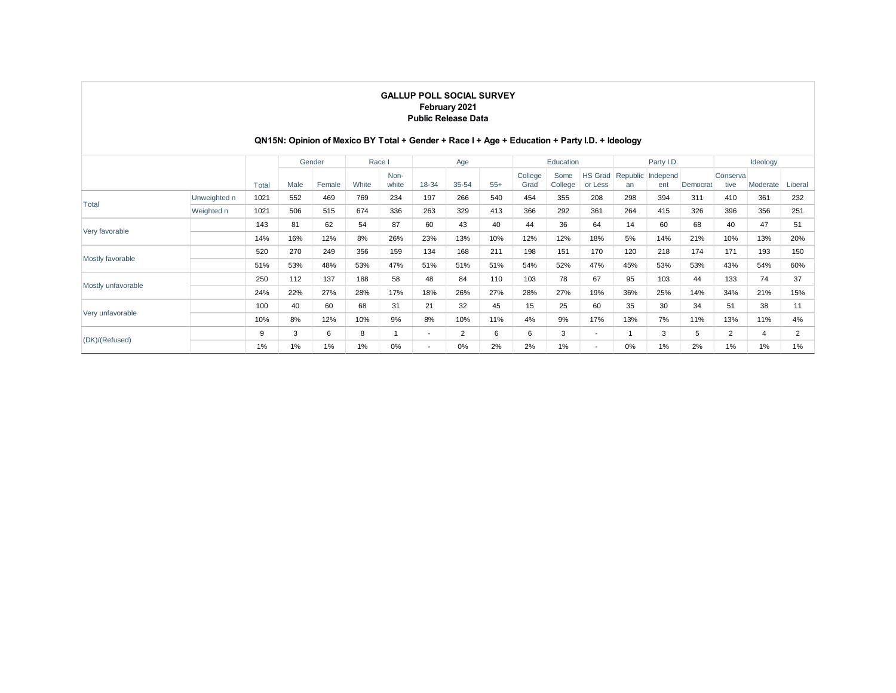**GALLUP POLL SOCIAL SURVEY**
**February 2021**
**Public Release Data**

**QN15N: Opinion of Mexico BY Total + Gender + Race I + Age + Education + Party I.D. + Ideology**

| | | | Gender | | Race I | | Age | | | Education | | | Party I.D. | | | Ideology | | |
|---|---|---|---|---|---|---|---|---|---|---|---|---|---|---|---|---|---|---|
| | | Total | Male | Female | White | Non-white | 18-34 | 35-54 | 55+ | College Grad | Some College | HS Grad or Less | Republican | Independent | Democrat | Conservative | Moderate | Liberal |
| Total | Unweighted n | 1021 | 552 | 469 | 769 | 234 | 197 | 266 | 540 | 454 | 355 | 208 | 298 | 394 | 311 | 410 | 361 | 232 |
| | Weighted n | 1021 | 506 | 515 | 674 | 336 | 263 | 329 | 413 | 366 | 292 | 361 | 264 | 415 | 326 | 396 | 356 | 251 |
| Very favorable | | 143 | 81 | 62 | 54 | 87 | 60 | 43 | 40 | 44 | 36 | 64 | 14 | 60 | 68 | 40 | 47 | 51 |
| | | 14% | 16% | 12% | 8% | 26% | 23% | 13% | 10% | 12% | 12% | 18% | 5% | 14% | 21% | 10% | 13% | 20% |
| Mostly favorable | | 520 | 270 | 249 | 356 | 159 | 134 | 168 | 211 | 198 | 151 | 170 | 120 | 218 | 174 | 171 | 193 | 150 |
| | | 51% | 53% | 48% | 53% | 47% | 51% | 51% | 51% | 54% | 52% | 47% | 45% | 53% | 53% | 43% | 54% | 60% |
| Mostly unfavorable | | 250 | 112 | 137 | 188 | 58 | 48 | 84 | 110 | 103 | 78 | 67 | 95 | 103 | 44 | 133 | 74 | 37 |
| | | 24% | 22% | 27% | 28% | 17% | 18% | 26% | 27% | 28% | 27% | 19% | 36% | 25% | 14% | 34% | 21% | 15% |
| Very unfavorable | | 100 | 40 | 60 | 68 | 31 | 21 | 32 | 45 | 15 | 25 | 60 | 35 | 30 | 34 | 51 | 38 | 11 |
| | | 10% | 8% | 12% | 10% | 9% | 8% | 10% | 11% | 4% | 9% | 17% | 13% | 7% | 11% | 13% | 11% | 4% |
| (DK)/(Refused) | | 9 | 3 | 6 | 8 | 1 | - | 2 | 6 | 6 | 3 | - | 1 | 3 | 5 | 2 | 4 | 2 |
| | | 1% | 1% | 1% | 1% | 0% | - | 0% | 2% | 2% | 1% | - | 0% | 1% | 2% | 1% | 1% | 1% |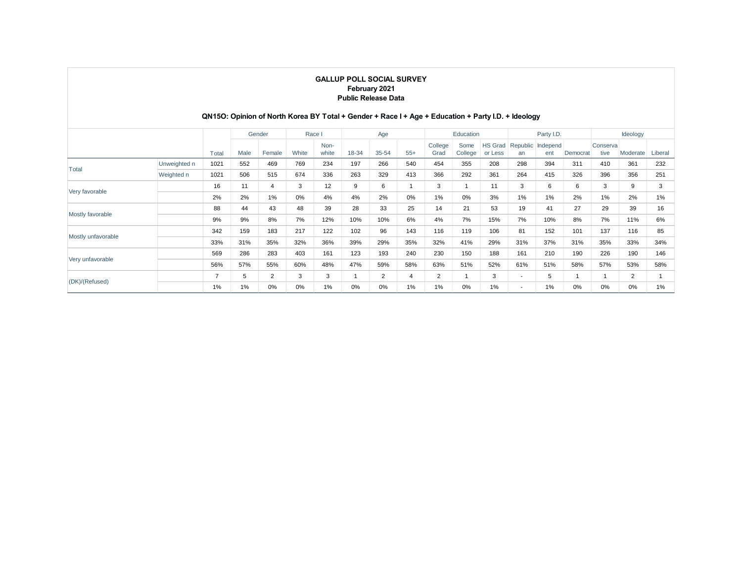**GALLUP POLL SOCIAL SURVEY**
**February 2021**
**Public Release Data**

**QN15O: Opinion of North Korea BY Total + Gender + Race I + Age + Education + Party I.D. + Ideology**

| | | | Gender | | Race I | | Age | | | Education | | | Party I.D. | | | Ideology | | |
|---|---|---|---|---|---|---|---|---|---|---|---|---|---|---|---|---|---|---|
| | | Total | Male | Female | White | Non-white | 18-34 | 35-54 | 55+ | College Grad | Some College | HS Grad or Less | Republican | Independent | Democrat | Conservative | Moderate | Liberal |
| Total | Unweighted n | 1021 | 552 | 469 | 769 | 234 | 197 | 266 | 540 | 454 | 355 | 208 | 298 | 394 | 311 | 410 | 361 | 232 |
| | Weighted n | 1021 | 506 | 515 | 674 | 336 | 263 | 329 | 413 | 366 | 292 | 361 | 264 | 415 | 326 | 396 | 356 | 251 |
| Very favorable | | 16 | 11 | 4 | 3 | 12 | 9 | 6 | 1 | 3 | 1 | 11 | 3 | 6 | 6 | 3 | 9 | 3 |
| | | 2% | 2% | 1% | 0% | 4% | 4% | 2% | 0% | 1% | 0% | 3% | 1% | 1% | 2% | 1% | 2% | 1% |
| Mostly favorable | | 88 | 44 | 43 | 48 | 39 | 28 | 33 | 25 | 14 | 21 | 53 | 19 | 41 | 27 | 29 | 39 | 16 |
| | | 9% | 9% | 8% | 7% | 12% | 10% | 10% | 6% | 4% | 7% | 15% | 7% | 10% | 8% | 7% | 11% | 6% |
| Mostly unfavorable | | 342 | 159 | 183 | 217 | 122 | 102 | 96 | 143 | 116 | 119 | 106 | 81 | 152 | 101 | 137 | 116 | 85 |
| | | 33% | 31% | 35% | 32% | 36% | 39% | 29% | 35% | 32% | 41% | 29% | 31% | 37% | 31% | 35% | 33% | 34% |
| Very unfavorable | | 569 | 286 | 283 | 403 | 161 | 123 | 193 | 240 | 230 | 150 | 188 | 161 | 210 | 190 | 226 | 190 | 146 |
| | | 56% | 57% | 55% | 60% | 48% | 47% | 59% | 58% | 63% | 51% | 52% | 61% | 51% | 58% | 57% | 53% | 58% |
| (DK)/(Refused) | | 7 | 5 | 2 | 3 | 3 | 1 | 2 | 4 | 2 | 1 | 3 | - | 5 | 1 | 1 | 2 | 1 |
| | | 1% | 1% | 0% | 0% | 1% | 0% | 0% | 1% | 1% | 0% | 1% | - | 1% | 0% | 0% | 0% | 1% |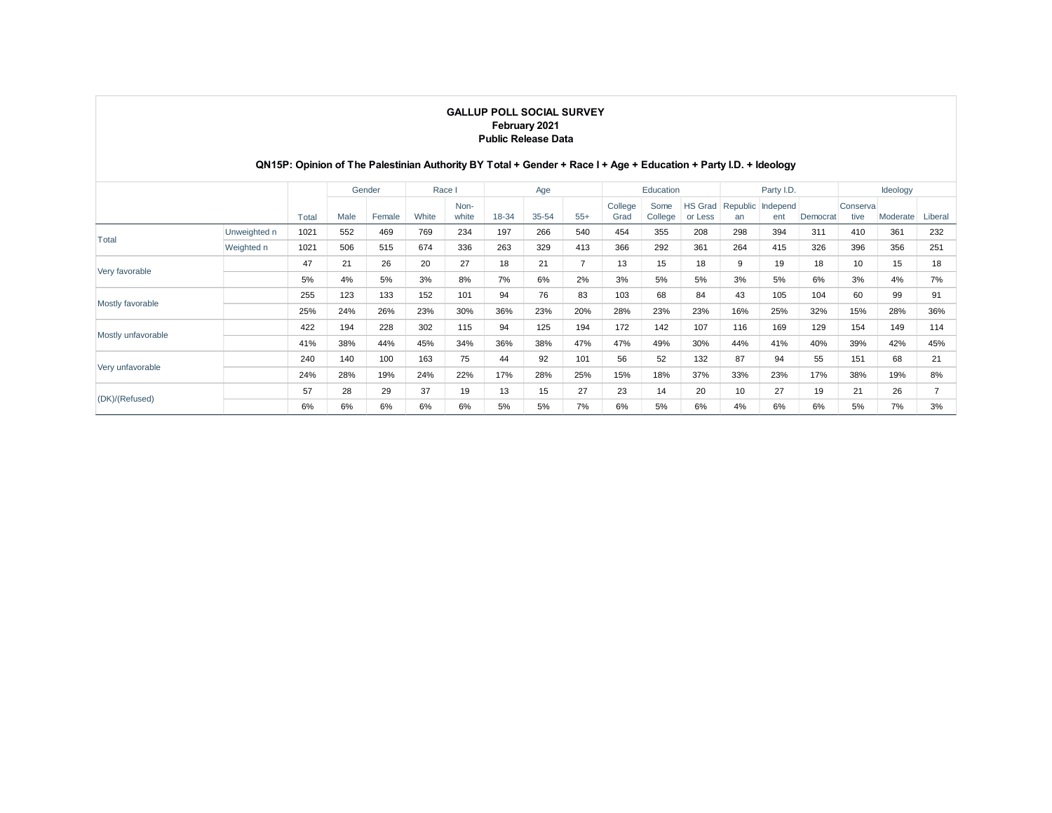**GALLUP POLL SOCIAL SURVEY**
**February 2021**
**Public Release Data**

**QN15P: Opinion of The Palestinian Authority BY Total + Gender + Race I + Age + Education + Party I.D. + Ideology**

| | | | Gender | | Race I | | Age | | | Education | | | Party I.D. | | | Ideology | | |
|---|---|---|---|---|---|---|---|---|---|---|---|---|---|---|---|---|---|---|
| | | Total | Male | Female | White | Non-white | 18-34 | 35-54 | 55+ | College Grad | Some College | HS Grad or Less | Republican | Independent | Democrat | Conservative | Moderate | Liberal |
| Total | Unweighted n | 1021 | 552 | 469 | 769 | 234 | 197 | 266 | 540 | 454 | 355 | 208 | 298 | 394 | 311 | 410 | 361 | 232 |
| | Weighted n | 1021 | 506 | 515 | 674 | 336 | 263 | 329 | 413 | 366 | 292 | 361 | 264 | 415 | 326 | 396 | 356 | 251 |
| Very favorable | | 47 | 21 | 26 | 20 | 27 | 18 | 21 | 7 | 13 | 15 | 18 | 9 | 19 | 18 | 10 | 15 | 18 |
| | | 5% | 4% | 5% | 3% | 8% | 7% | 6% | 2% | 3% | 5% | 5% | 3% | 5% | 6% | 3% | 4% | 7% |
| Mostly favorable | | 255 | 123 | 133 | 152 | 101 | 94 | 76 | 83 | 103 | 68 | 84 | 43 | 105 | 104 | 60 | 99 | 91 |
| | | 25% | 24% | 26% | 23% | 30% | 36% | 23% | 20% | 28% | 23% | 23% | 16% | 25% | 32% | 15% | 28% | 36% |
| Mostly unfavorable | | 422 | 194 | 228 | 302 | 115 | 94 | 125 | 194 | 172 | 142 | 107 | 116 | 169 | 129 | 154 | 149 | 114 |
| | | 41% | 38% | 44% | 45% | 34% | 36% | 38% | 47% | 47% | 49% | 30% | 44% | 41% | 40% | 39% | 42% | 45% |
| Very unfavorable | | 240 | 140 | 100 | 163 | 75 | 44 | 92 | 101 | 56 | 52 | 132 | 87 | 94 | 55 | 151 | 68 | 21 |
| | | 24% | 28% | 19% | 24% | 22% | 17% | 28% | 25% | 15% | 18% | 37% | 33% | 23% | 17% | 38% | 19% | 8% |
| (DK)/(Refused) | | 57 | 28 | 29 | 37 | 19 | 13 | 15 | 27 | 23 | 14 | 20 | 10 | 27 | 19 | 21 | 26 | 7 |
| | | 6% | 6% | 6% | 6% | 6% | 5% | 5% | 7% | 6% | 5% | 6% | 4% | 6% | 6% | 5% | 7% | 3% |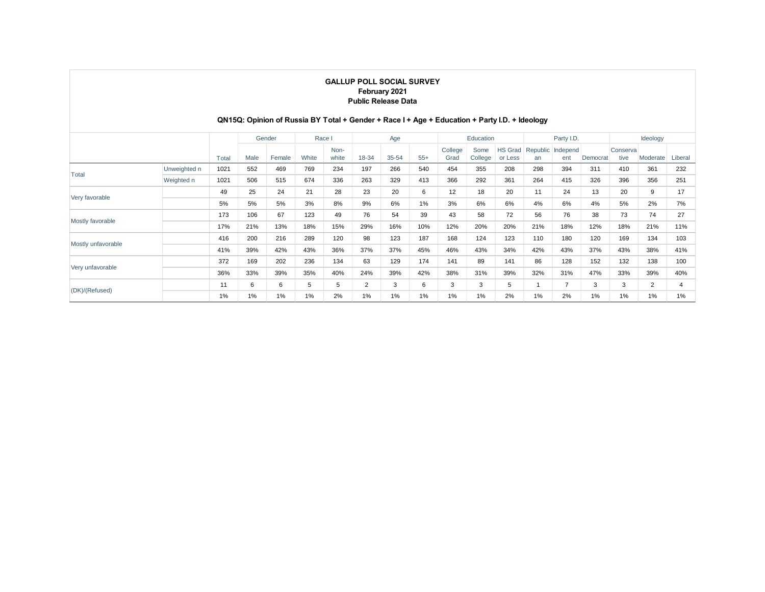**GALLUP POLL SOCIAL SURVEY**
**February 2021**
**Public Release Data**

**QN15Q: Opinion of Russia BY Total + Gender + Race I + Age + Education + Party I.D. + Ideology**

| | | | Gender | | Race I | | Age | | | Education | | | Party I.D. | | | Ideology | | |
|---|---|---|---|---|---|---|---|---|---|---|---|---|---|---|---|---|---|---|
| | | Total | Male | Female | White | Non-white | 18-34 | 35-54 | 55+ | College Grad | Some College | HS Grad or Less | Republican | Independent | Democrat | Conservative | Moderate | Liberal |
| Total | Unweighted n | 1021 | 552 | 469 | 769 | 234 | 197 | 266 | 540 | 454 | 355 | 208 | 298 | 394 | 311 | 410 | 361 | 232 |
| | Weighted n | 1021 | 506 | 515 | 674 | 336 | 263 | 329 | 413 | 366 | 292 | 361 | 264 | 415 | 326 | 396 | 356 | 251 |
| Very favorable | | 49 | 25 | 24 | 21 | 28 | 23 | 20 | 6 | 12 | 18 | 20 | 11 | 24 | 13 | 20 | 9 | 17 |
| | | 5% | 5% | 5% | 3% | 8% | 9% | 6% | 1% | 3% | 6% | 6% | 4% | 6% | 4% | 5% | 2% | 7% |
| Mostly favorable | | 173 | 106 | 67 | 123 | 49 | 76 | 54 | 39 | 43 | 58 | 72 | 56 | 76 | 38 | 73 | 74 | 27 |
| | | 17% | 21% | 13% | 18% | 15% | 29% | 16% | 10% | 12% | 20% | 20% | 21% | 18% | 12% | 18% | 21% | 11% |
| Mostly unfavorable | | 416 | 200 | 216 | 289 | 120 | 98 | 123 | 187 | 168 | 124 | 123 | 110 | 180 | 120 | 169 | 134 | 103 |
| | | 41% | 39% | 42% | 43% | 36% | 37% | 37% | 45% | 46% | 43% | 34% | 42% | 43% | 37% | 43% | 38% | 41% |
| Very unfavorable | | 372 | 169 | 202 | 236 | 134 | 63 | 129 | 174 | 141 | 89 | 141 | 86 | 128 | 152 | 132 | 138 | 100 |
| | | 36% | 33% | 39% | 35% | 40% | 24% | 39% | 42% | 38% | 31% | 39% | 32% | 31% | 47% | 33% | 39% | 40% |
| (DK)/(Refused) | | 11 | 6 | 6 | 5 | 5 | 2 | 3 | 6 | 3 | 3 | 5 | 1 | 7 | 3 | 3 | 2 | 4 |
| | | 1% | 1% | 1% | 1% | 2% | 1% | 1% | 1% | 1% | 1% | 2% | 1% | 2% | 1% | 1% | 1% | 1% |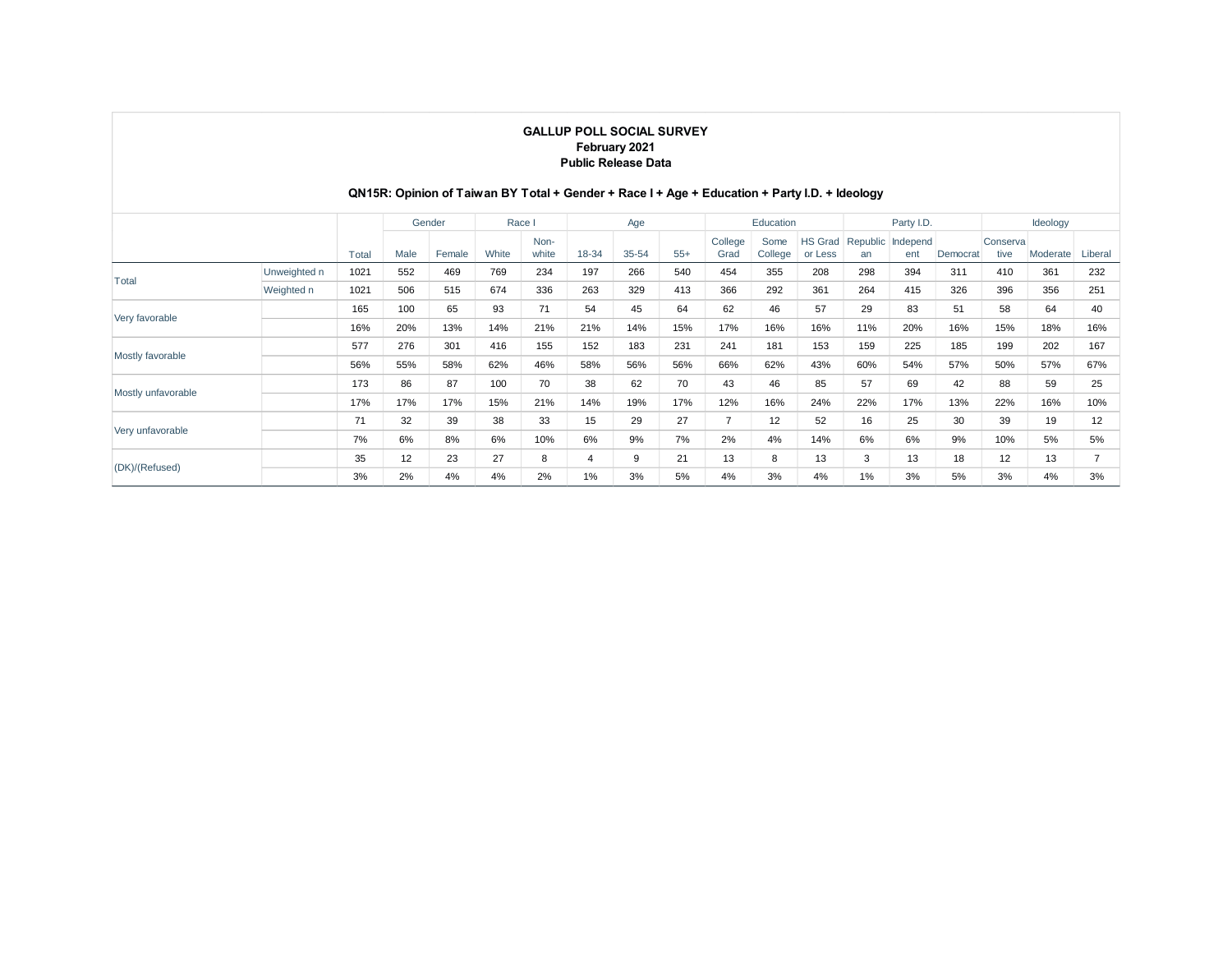**GALLUP POLL SOCIAL SURVEY**
**February 2021**
**Public Release Data**

**QN15R: Opinion of Taiwan BY Total + Gender + Race I + Age + Education + Party I.D. + Ideology**

| | | | Gender | | Race I | | Age | | | Education | | | Party I.D. | | | Ideology | | |
|---|---|---|---|---|---|---|---|---|---|---|---|---|---|---|---|---|---|---|
| | | Total | Male | Female | White | Non-white | 18-34 | 35-54 | 55+ | College Grad | Some College | HS Grad or Less | Republican | Independent | Democrat | Conservative | Moderate | Liberal |
| Total | Unweighted n | 1021 | 552 | 469 | 769 | 234 | 197 | 266 | 540 | 454 | 355 | 208 | 298 | 394 | 311 | 410 | 361 | 232 |
| | Weighted n | 1021 | 506 | 515 | 674 | 336 | 263 | 329 | 413 | 366 | 292 | 361 | 264 | 415 | 326 | 396 | 356 | 251 |
| Very favorable | | 165 | 100 | 65 | 93 | 71 | 54 | 45 | 64 | 62 | 46 | 57 | 29 | 83 | 51 | 58 | 64 | 40 |
| | | 16% | 20% | 13% | 14% | 21% | 21% | 14% | 15% | 17% | 16% | 16% | 11% | 20% | 16% | 15% | 18% | 16% |
| Mostly favorable | | 577 | 276 | 301 | 416 | 155 | 152 | 183 | 231 | 241 | 181 | 153 | 159 | 225 | 185 | 199 | 202 | 167 |
| | | 56% | 55% | 58% | 62% | 46% | 58% | 56% | 56% | 66% | 62% | 43% | 60% | 54% | 57% | 50% | 57% | 67% |
| Mostly unfavorable | | 173 | 86 | 87 | 100 | 70 | 38 | 62 | 70 | 43 | 46 | 85 | 57 | 69 | 42 | 88 | 59 | 25 |
| | | 17% | 17% | 17% | 15% | 21% | 14% | 19% | 17% | 12% | 16% | 24% | 22% | 17% | 13% | 22% | 16% | 10% |
| Very unfavorable | | 71 | 32 | 39 | 38 | 33 | 15 | 29 | 27 | 7 | 12 | 52 | 16 | 25 | 30 | 39 | 19 | 12 |
| | | 7% | 6% | 8% | 6% | 10% | 6% | 9% | 7% | 2% | 4% | 14% | 6% | 6% | 9% | 10% | 5% | 5% |
| (DK)/(Refused) | | 35 | 12 | 23 | 27 | 8 | 4 | 9 | 21 | 13 | 8 | 13 | 3 | 13 | 18 | 12 | 13 | 7 |
| | | 3% | 2% | 4% | 4% | 2% | 1% | 3% | 5% | 4% | 3% | 4% | 1% | 3% | 5% | 3% | 4% | 3% |